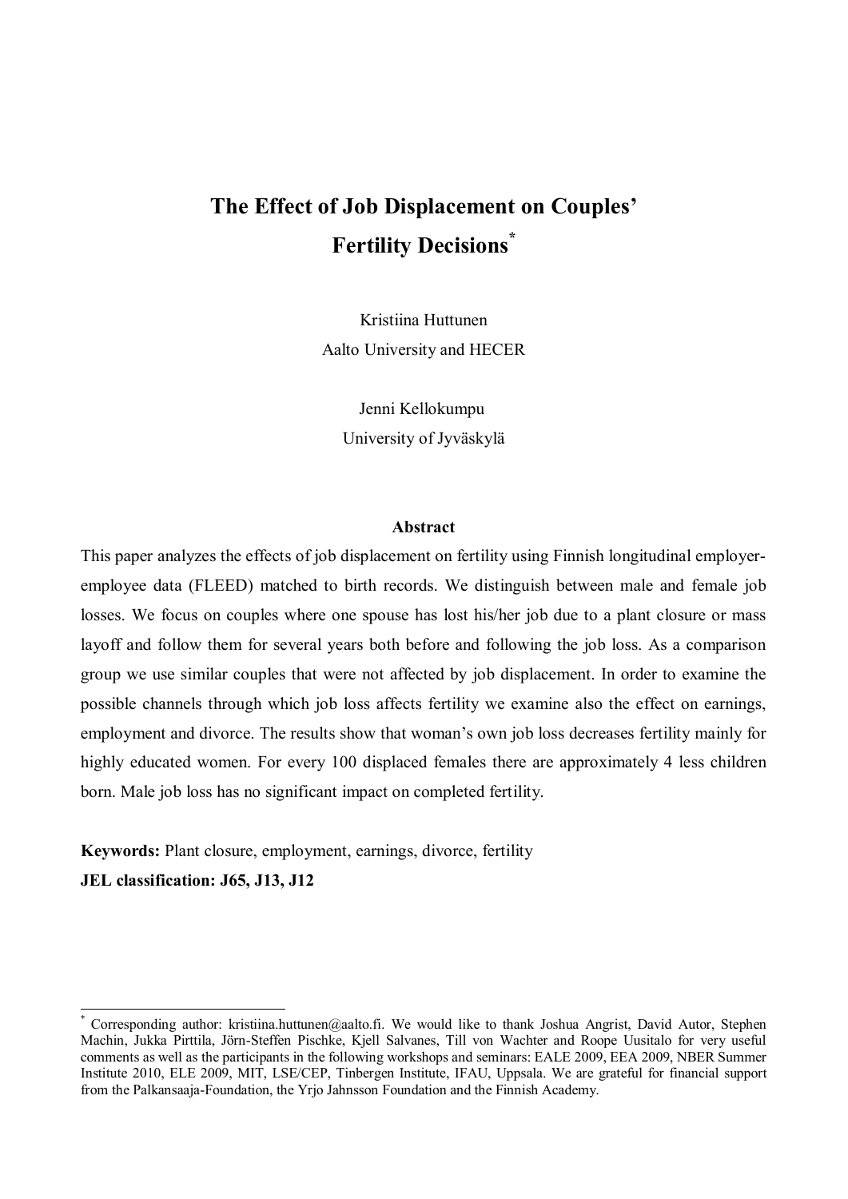# The Effect of Job Displacement on Couples' Fertility Decisions*

Kristiina Huttunen
Aalto University and HECER

Jenni Kellokumpu
University of Jyväskylä

### Abstract

This paper analyzes the effects of job displacement on fertility using Finnish longitudinal employer-employee data (FLEED) matched to birth records. We distinguish between male and female job losses. We focus on couples where one spouse has lost his/her job due to a plant closure or mass layoff and follow them for several years both before and following the job loss. As a comparison group we use similar couples that were not affected by job displacement. In order to examine the possible channels through which job loss affects fertility we examine also the effect on earnings, employment and divorce. The results show that woman's own job loss decreases fertility mainly for highly educated women. For every 100 displaced females there are approximately 4 less children born. Male job loss has no significant impact on completed fertility.

**Keywords:** Plant closure, employment, earnings, divorce, fertility

**JEL classification: J65, J13, J12**

---

* Corresponding author: kristiina.huttunen@aalto.fi. We would like to thank Joshua Angrist, David Autor, Stephen Machin, Jukka Pirttila, Jörn-Steffen Pischke, Kjell Salvanes, Till von Wachter and Roope Uusitalo for very useful comments as well as the participants in the following workshops and seminars: EALE 2009, EEA 2009, NBER Summer Institute 2010, ELE 2009, MIT, LSE/CEP, Tinbergen Institute, IFAU, Uppsala. We are grateful for financial support from the Palkansaaja-Foundation, the Yrjo Jahnsson Foundation and the Finnish Academy.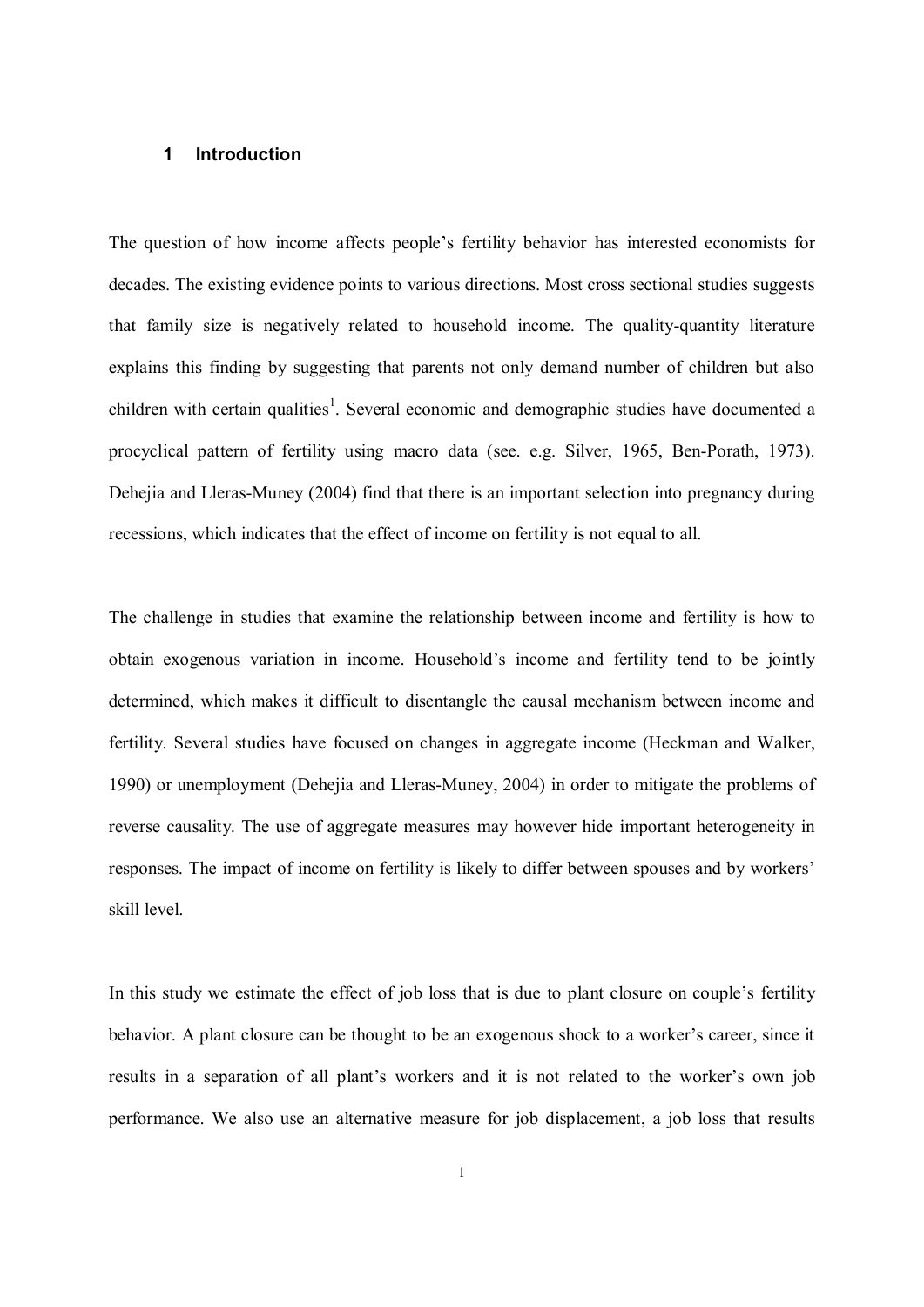# 1 Introduction

The question of how income affects people's fertility behavior has interested economists for decades. The existing evidence points to various directions. Most cross sectional studies suggests that family size is negatively related to household income. The quality-quantity literature explains this finding by suggesting that parents not only demand number of children but also children with certain qualities[1]. Several economic and demographic studies have documented a procyclical pattern of fertility using macro data (see. e.g. Silver, 1965, Ben-Porath, 1973). Dehejia and Lleras-Muney (2004) find that there is an important selection into pregnancy during recessions, which indicates that the effect of income on fertility is not equal to all.

The challenge in studies that examine the relationship between income and fertility is how to obtain exogenous variation in income. Household's income and fertility tend to be jointly determined, which makes it difficult to disentangle the causal mechanism between income and fertility. Several studies have focused on changes in aggregate income (Heckman and Walker, 1990) or unemployment (Dehejia and Lleras-Muney, 2004) in order to mitigate the problems of reverse causality. The use of aggregate measures may however hide important heterogeneity in responses. The impact of income on fertility is likely to differ between spouses and by workers' skill level.

In this study we estimate the effect of job loss that is due to plant closure on couple's fertility behavior. A plant closure can be thought to be an exogenous shock to a worker's career, since it results in a separation of all plant's workers and it is not related to the worker's own job performance. We also use an alternative measure for job displacement, a job loss that results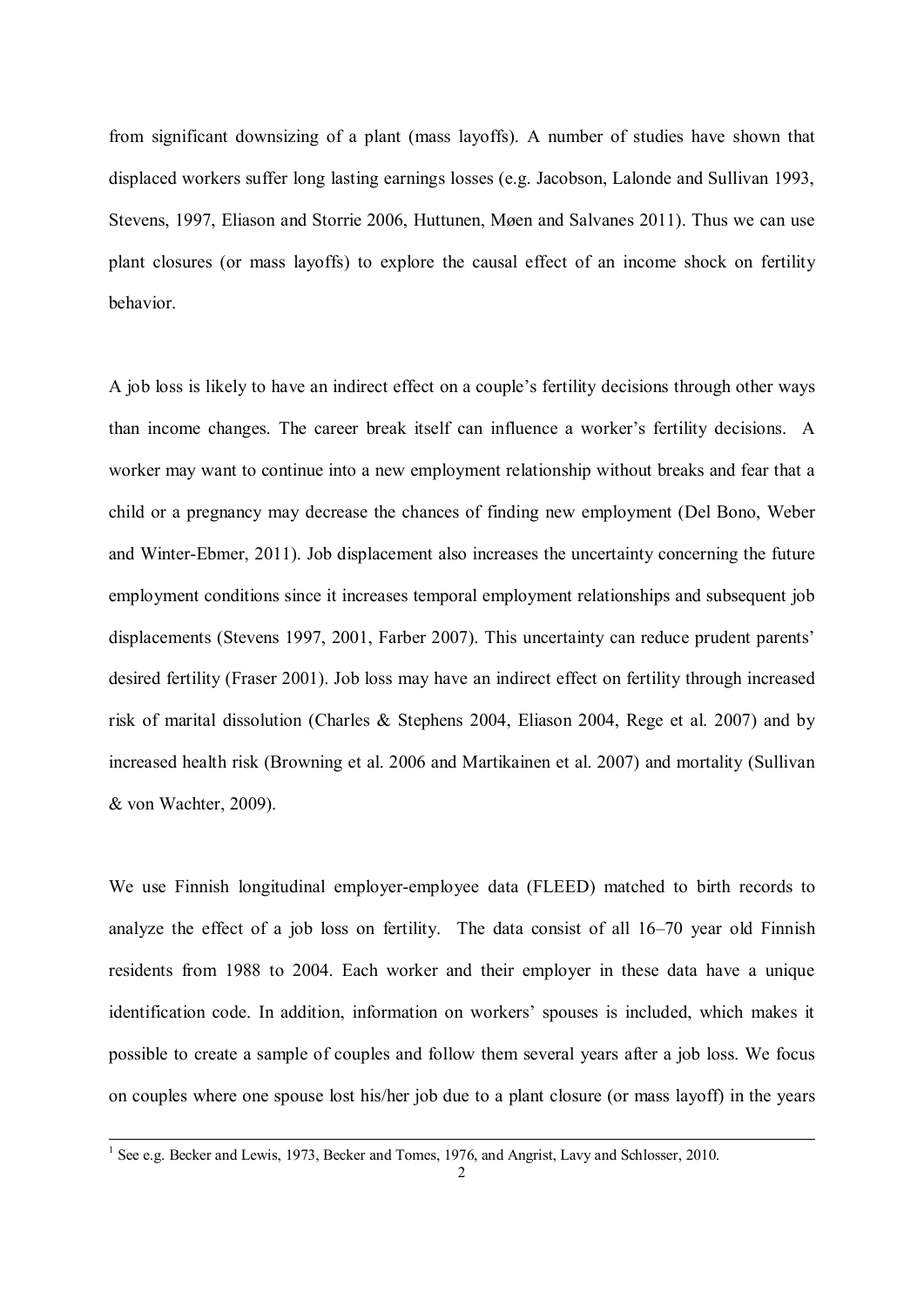from significant downsizing of a plant (mass layoffs). A number of studies have shown that displaced workers suffer long lasting earnings losses (e.g. Jacobson, Lalonde and Sullivan 1993, Stevens, 1997, Eliason and Storrie 2006, Huttunen, Møen and Salvanes 2011). Thus we can use plant closures (or mass layoffs) to explore the causal effect of an income shock on fertility behavior.

A job loss is likely to have an indirect effect on a couple's fertility decisions through other ways than income changes. The career break itself can influence a worker's fertility decisions. A worker may want to continue into a new employment relationship without breaks and fear that a child or a pregnancy may decrease the chances of finding new employment (Del Bono, Weber and Winter-Ebmer, 2011). Job displacement also increases the uncertainty concerning the future employment conditions since it increases temporal employment relationships and subsequent job displacements (Stevens 1997, 2001, Farber 2007). This uncertainty can reduce prudent parents' desired fertility (Fraser 2001). Job loss may have an indirect effect on fertility through increased risk of marital dissolution (Charles & Stephens 2004, Eliason 2004, Rege et al. 2007) and by increased health risk (Browning et al. 2006 and Martikainen et al. 2007) and mortality (Sullivan & von Wachter, 2009).

We use Finnish longitudinal employer-employee data (FLEED) matched to birth records to analyze the effect of a job loss on fertility. The data consist of all 16–70 year old Finnish residents from 1988 to 2004. Each worker and their employer in these data have a unique identification code. In addition, information on workers' spouses is included, which makes it possible to create a sample of couples and follow them several years after a job loss. We focus on couples where one spouse lost his/her job due to a plant closure (or mass layoff) in the years

[1] See e.g. Becker and Lewis, 1973, Becker and Tomes, 1976, and Angrist, Lavy and Schlosser, 2010.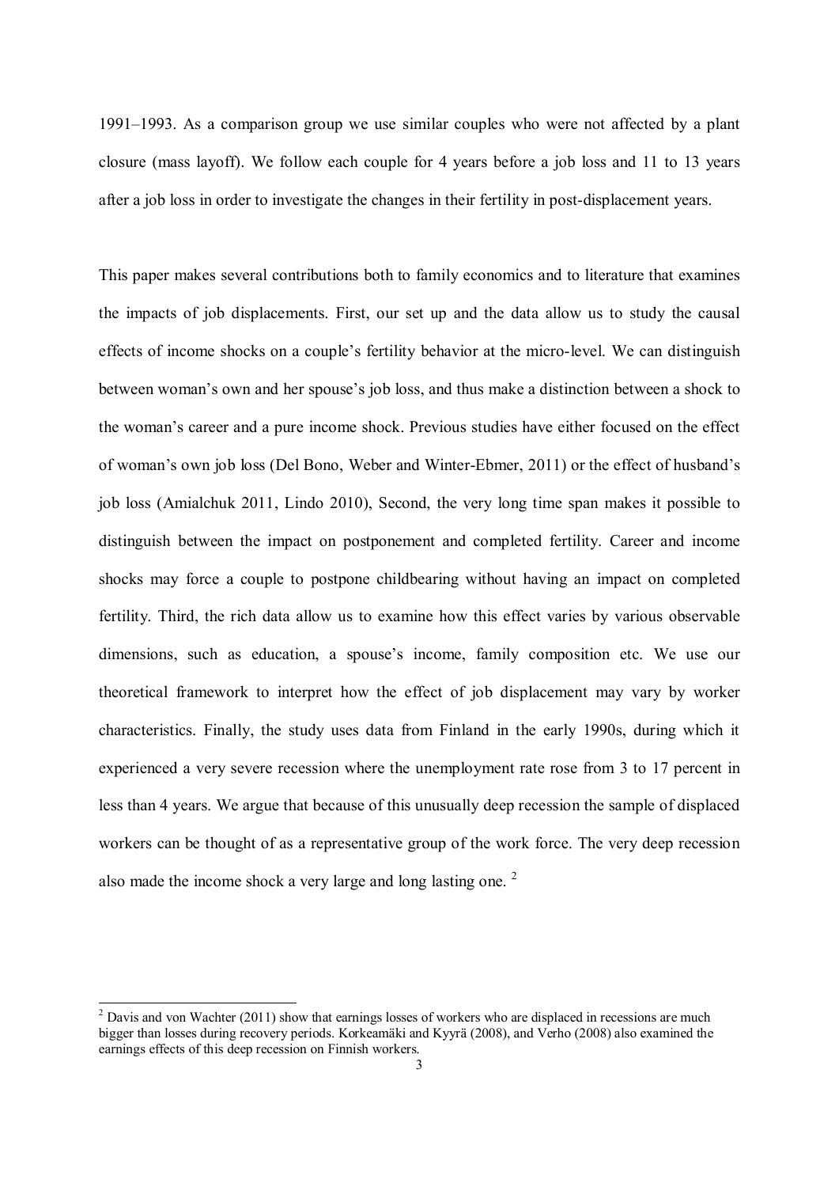1991–1993. As a comparison group we use similar couples who were not affected by a plant closure (mass layoff). We follow each couple for 4 years before a job loss and 11 to 13 years after a job loss in order to investigate the changes in their fertility in post-displacement years.

This paper makes several contributions both to family economics and to literature that examines the impacts of job displacements. First, our set up and the data allow us to study the causal effects of income shocks on a couple's fertility behavior at the micro-level. We can distinguish between woman's own and her spouse's job loss, and thus make a distinction between a shock to the woman's career and a pure income shock. Previous studies have either focused on the effect of woman's own job loss (Del Bono, Weber and Winter-Ebmer, 2011) or the effect of husband's job loss (Amialchuk 2011, Lindo 2010), Second, the very long time span makes it possible to distinguish between the impact on postponement and completed fertility. Career and income shocks may force a couple to postpone childbearing without having an impact on completed fertility. Third, the rich data allow us to examine how this effect varies by various observable dimensions, such as education, a spouse's income, family composition etc. We use our theoretical framework to interpret how the effect of job displacement may vary by worker characteristics. Finally, the study uses data from Finland in the early 1990s, during which it experienced a very severe recession where the unemployment rate rose from 3 to 17 percent in less than 4 years. We argue that because of this unusually deep recession the sample of displaced workers can be thought of as a representative group of the work force. The very deep recession also made the income shock a very large and long lasting one. [2]

[2] Davis and von Wachter (2011) show that earnings losses of workers who are displaced in recessions are much bigger than losses during recovery periods. Korkeamäki and Kyyrä (2008), and Verho (2008) also examined the earnings effects of this deep recession on Finnish workers.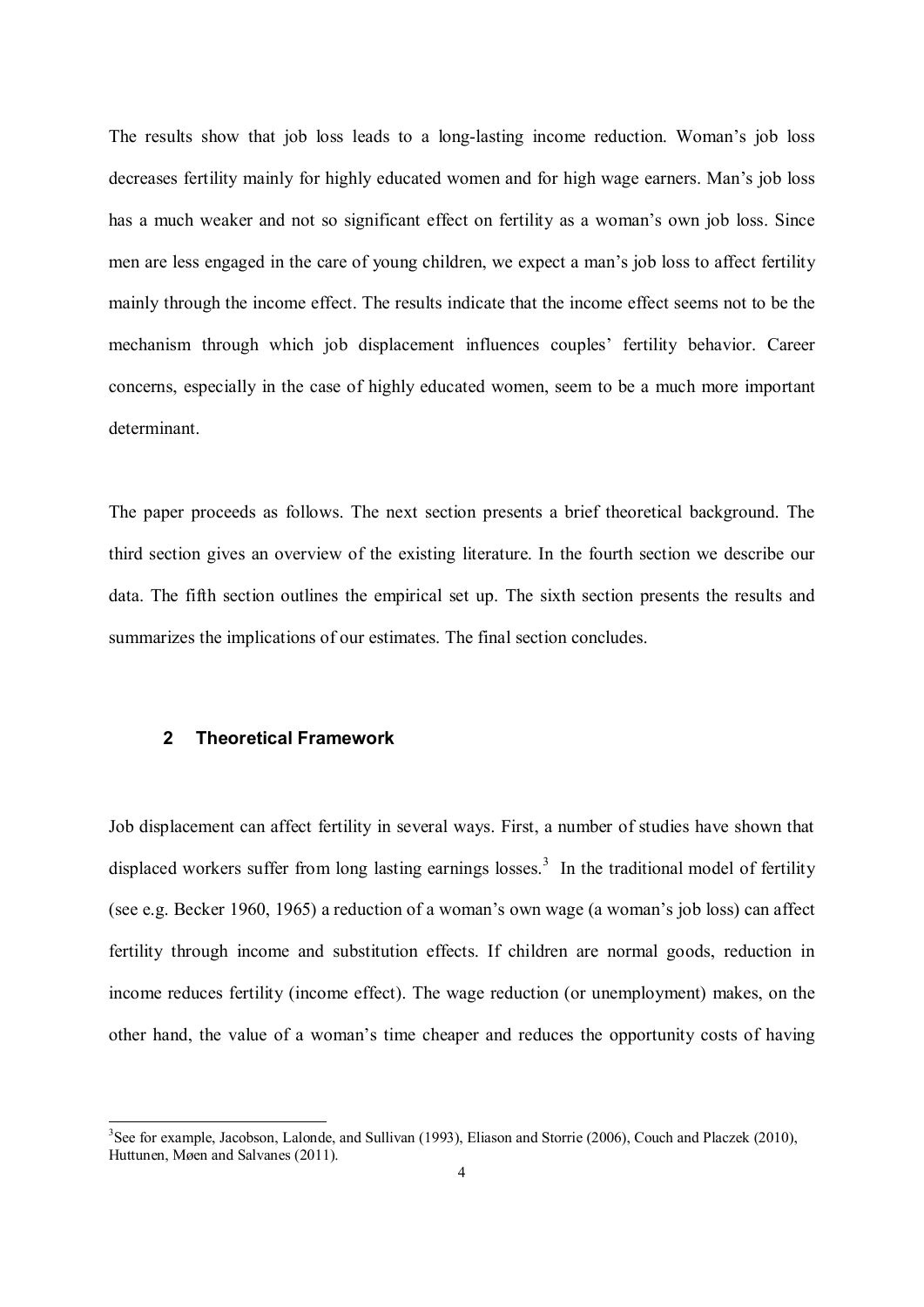The results show that job loss leads to a long-lasting income reduction. Woman's job loss decreases fertility mainly for highly educated women and for high wage earners. Man's job loss has a much weaker and not so significant effect on fertility as a woman's own job loss. Since men are less engaged in the care of young children, we expect a man's job loss to affect fertility mainly through the income effect. The results indicate that the income effect seems not to be the mechanism through which job displacement influences couples' fertility behavior. Career concerns, especially in the case of highly educated women, seem to be a much more important determinant.

The paper proceeds as follows. The next section presents a brief theoretical background. The third section gives an overview of the existing literature. In the fourth section we describe our data. The fifth section outlines the empirical set up. The sixth section presents the results and summarizes the implications of our estimates. The final section concludes.

## 2 Theoretical Framework

Job displacement can affect fertility in several ways. First, a number of studies have shown that displaced workers suffer from long lasting earnings losses.[3] In the traditional model of fertility (see e.g. Becker 1960, 1965) a reduction of a woman's own wage (a woman's job loss) can affect fertility through income and substitution effects. If children are normal goods, reduction in income reduces fertility (income effect). The wage reduction (or unemployment) makes, on the other hand, the value of a woman's time cheaper and reduces the opportunity costs of having

[3] See for example, Jacobson, Lalonde, and Sullivan (1993), Eliason and Storrie (2006), Couch and Placzek (2010), Huttunen, Møen and Salvanes (2011).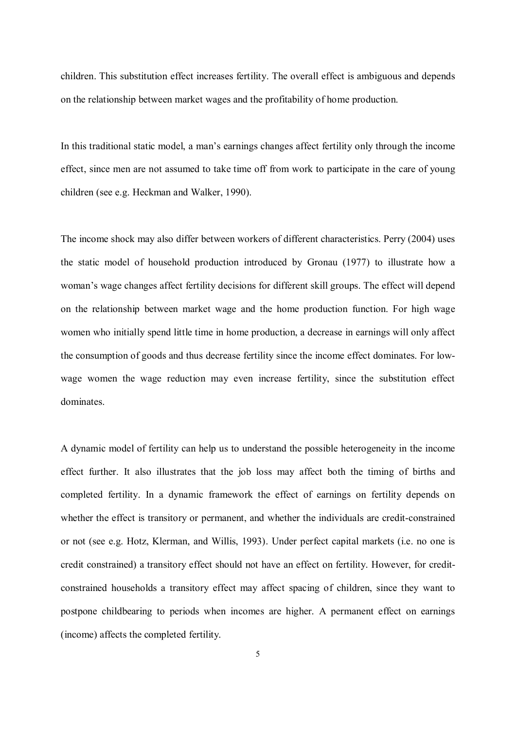children. This substitution effect increases fertility. The overall effect is ambiguous and depends on the relationship between market wages and the profitability of home production.

In this traditional static model, a man's earnings changes affect fertility only through the income effect, since men are not assumed to take time off from work to participate in the care of young children (see e.g. Heckman and Walker, 1990).

The income shock may also differ between workers of different characteristics. Perry (2004) uses the static model of household production introduced by Gronau (1977) to illustrate how a woman's wage changes affect fertility decisions for different skill groups. The effect will depend on the relationship between market wage and the home production function. For high wage women who initially spend little time in home production, a decrease in earnings will only affect the consumption of goods and thus decrease fertility since the income effect dominates. For low-wage women the wage reduction may even increase fertility, since the substitution effect dominates.

A dynamic model of fertility can help us to understand the possible heterogeneity in the income effect further. It also illustrates that the job loss may affect both the timing of births and completed fertility. In a dynamic framework the effect of earnings on fertility depends on whether the effect is transitory or permanent, and whether the individuals are credit-constrained or not (see e.g. Hotz, Klerman, and Willis, 1993). Under perfect capital markets (i.e. no one is credit constrained) a transitory effect should not have an effect on fertility. However, for credit-constrained households a transitory effect may affect spacing of children, since they want to postpone childbearing to periods when incomes are higher. A permanent effect on earnings (income) affects the completed fertility.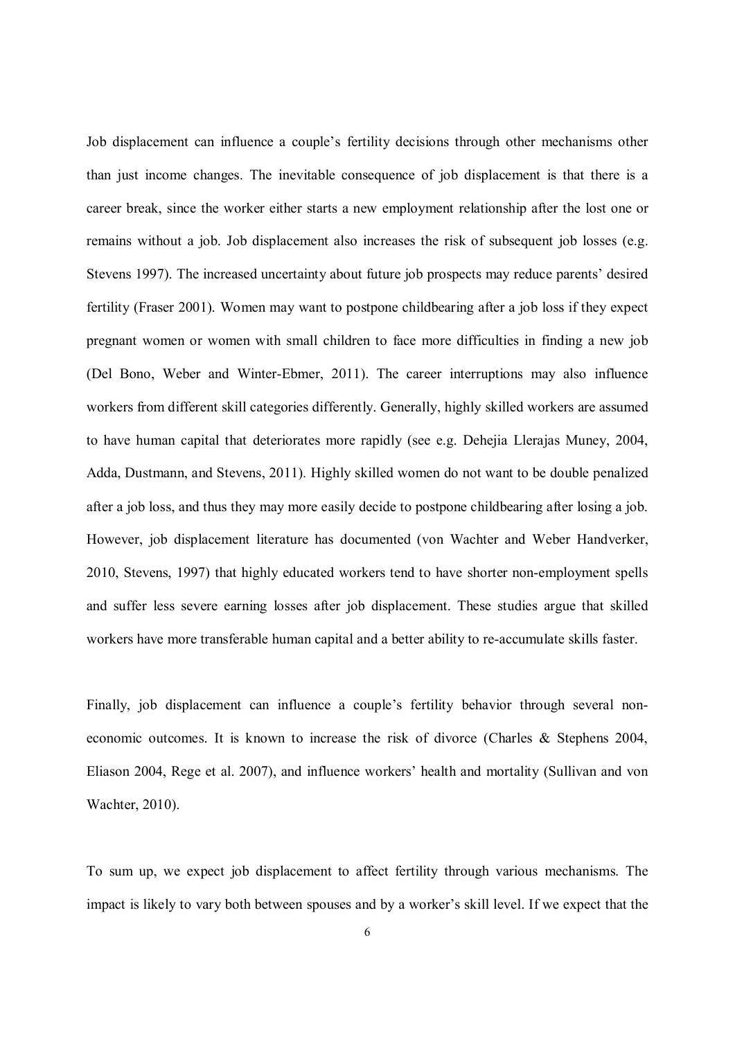Job displacement can influence a couple's fertility decisions through other mechanisms other than just income changes. The inevitable consequence of job displacement is that there is a career break, since the worker either starts a new employment relationship after the lost one or remains without a job. Job displacement also increases the risk of subsequent job losses (e.g. Stevens 1997). The increased uncertainty about future job prospects may reduce parents' desired fertility (Fraser 2001). Women may want to postpone childbearing after a job loss if they expect pregnant women or women with small children to face more difficulties in finding a new job (Del Bono, Weber and Winter-Ebmer, 2011). The career interruptions may also influence workers from different skill categories differently. Generally, highly skilled workers are assumed to have human capital that deteriorates more rapidly (see e.g. Dehejia Llerajas Muney, 2004, Adda, Dustmann, and Stevens, 2011). Highly skilled women do not want to be double penalized after a job loss, and thus they may more easily decide to postpone childbearing after losing a job. However, job displacement literature has documented (von Wachter and Weber Handverker, 2010, Stevens, 1997) that highly educated workers tend to have shorter non-employment spells and suffer less severe earning losses after job displacement. These studies argue that skilled workers have more transferable human capital and a better ability to re-accumulate skills faster.

Finally, job displacement can influence a couple's fertility behavior through several non-economic outcomes. It is known to increase the risk of divorce (Charles & Stephens 2004, Eliason 2004, Rege et al. 2007), and influence workers' health and mortality (Sullivan and von Wachter, 2010).

To sum up, we expect job displacement to affect fertility through various mechanisms. The impact is likely to vary both between spouses and by a worker's skill level. If we expect that the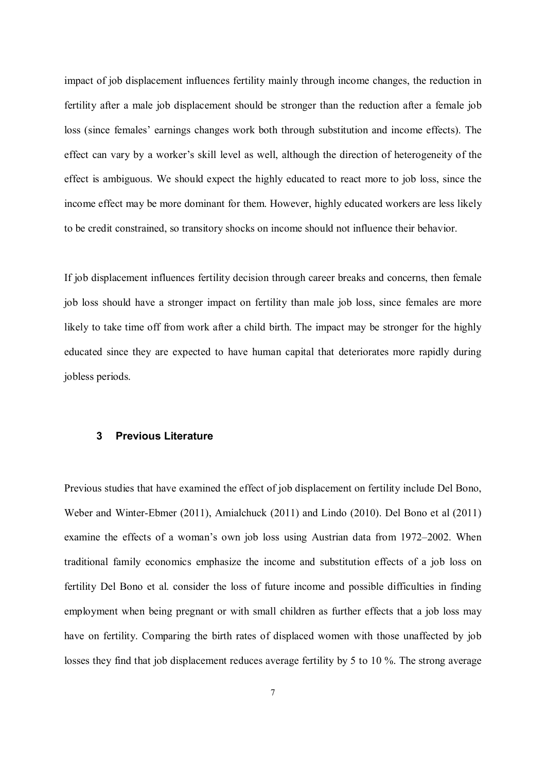impact of job displacement influences fertility mainly through income changes, the reduction in fertility after a male job displacement should be stronger than the reduction after a female job loss (since females' earnings changes work both through substitution and income effects). The effect can vary by a worker's skill level as well, although the direction of heterogeneity of the effect is ambiguous. We should expect the highly educated to react more to job loss, since the income effect may be more dominant for them. However, highly educated workers are less likely to be credit constrained, so transitory shocks on income should not influence their behavior.

If job displacement influences fertility decision through career breaks and concerns, then female job loss should have a stronger impact on fertility than male job loss, since females are more likely to take time off from work after a child birth. The impact may be stronger for the highly educated since they are expected to have human capital that deteriorates more rapidly during jobless periods.

## 3 Previous Literature

Previous studies that have examined the effect of job displacement on fertility include Del Bono, Weber and Winter-Ebmer (2011), Amialchuck (2011) and Lindo (2010). Del Bono et al (2011) examine the effects of a woman's own job loss using Austrian data from 1972–2002. When traditional family economics emphasize the income and substitution effects of a job loss on fertility Del Bono et al. consider the loss of future income and possible difficulties in finding employment when being pregnant or with small children as further effects that a job loss may have on fertility. Comparing the birth rates of displaced women with those unaffected by job losses they find that job displacement reduces average fertility by 5 to 10 %. The strong average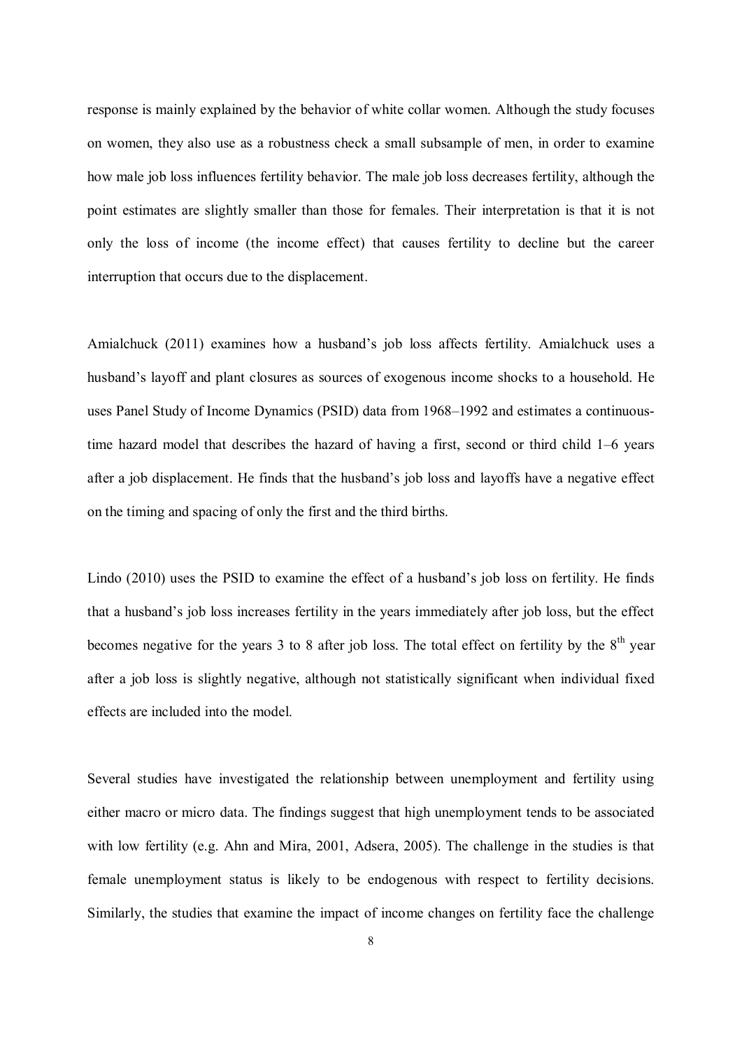response is mainly explained by the behavior of white collar women. Although the study focuses on women, they also use as a robustness check a small subsample of men, in order to examine how male job loss influences fertility behavior. The male job loss decreases fertility, although the point estimates are slightly smaller than those for females. Their interpretation is that it is not only the loss of income (the income effect) that causes fertility to decline but the career interruption that occurs due to the displacement.

Amialchuck (2011) examines how a husband's job loss affects fertility. Amialchuck uses a husband's layoff and plant closures as sources of exogenous income shocks to a household. He uses Panel Study of Income Dynamics (PSID) data from 1968–1992 and estimates a continuous-time hazard model that describes the hazard of having a first, second or third child 1–6 years after a job displacement. He finds that the husband's job loss and layoffs have a negative effect on the timing and spacing of only the first and the third births.

Lindo (2010) uses the PSID to examine the effect of a husband's job loss on fertility. He finds that a husband's job loss increases fertility in the years immediately after job loss, but the effect becomes negative for the years 3 to 8 after job loss. The total effect on fertility by the 8th year after a job loss is slightly negative, although not statistically significant when individual fixed effects are included into the model.

Several studies have investigated the relationship between unemployment and fertility using either macro or micro data. The findings suggest that high unemployment tends to be associated with low fertility (e.g. Ahn and Mira, 2001, Adsera, 2005). The challenge in the studies is that female unemployment status is likely to be endogenous with respect to fertility decisions. Similarly, the studies that examine the impact of income changes on fertility face the challenge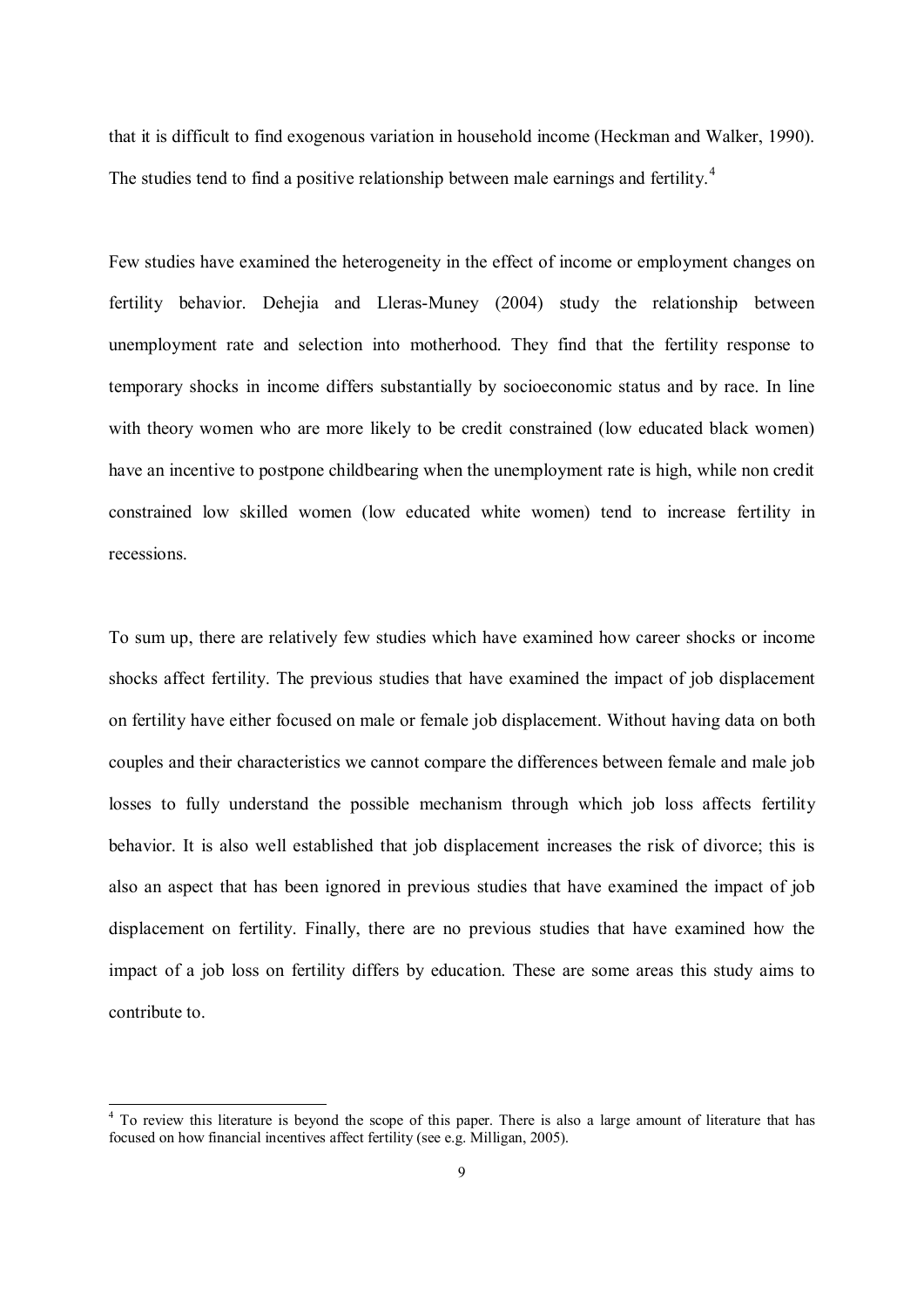that it is difficult to find exogenous variation in household income (Heckman and Walker, 1990). The studies tend to find a positive relationship between male earnings and fertility.[4]

Few studies have examined the heterogeneity in the effect of income or employment changes on fertility behavior. Dehejia and Lleras-Muney (2004) study the relationship between unemployment rate and selection into motherhood. They find that the fertility response to temporary shocks in income differs substantially by socioeconomic status and by race. In line with theory women who are more likely to be credit constrained (low educated black women) have an incentive to postpone childbearing when the unemployment rate is high, while non credit constrained low skilled women (low educated white women) tend to increase fertility in recessions.

To sum up, there are relatively few studies which have examined how career shocks or income shocks affect fertility. The previous studies that have examined the impact of job displacement on fertility have either focused on male or female job displacement. Without having data on both couples and their characteristics we cannot compare the differences between female and male job losses to fully understand the possible mechanism through which job loss affects fertility behavior. It is also well established that job displacement increases the risk of divorce; this is also an aspect that has been ignored in previous studies that have examined the impact of job displacement on fertility. Finally, there are no previous studies that have examined how the impact of a job loss on fertility differs by education. These are some areas this study aims to contribute to.

---

[4] To review this literature is beyond the scope of this paper. There is also a large amount of literature that has focused on how financial incentives affect fertility (see e.g. Milligan, 2005).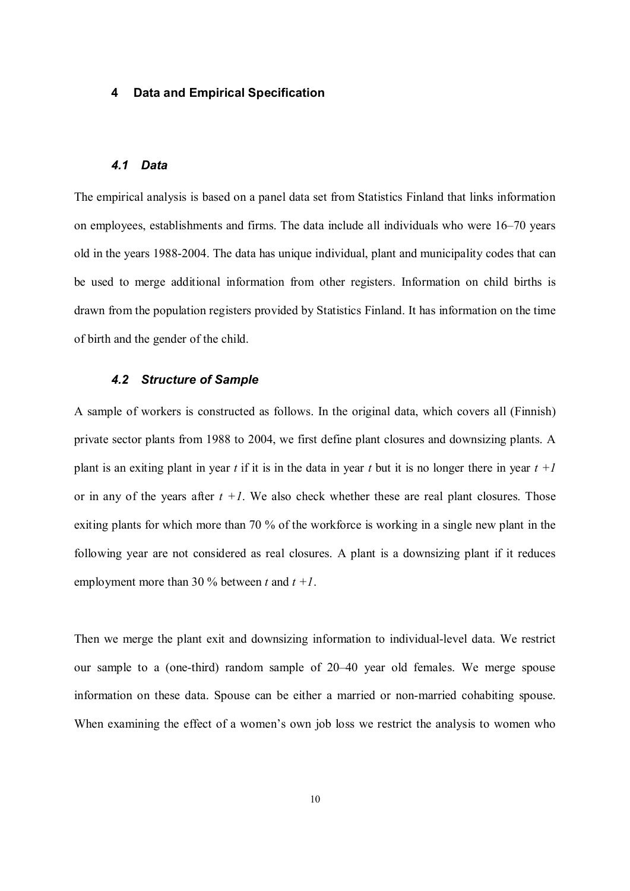# 4 Data and Empirical Specification

## 4.1 Data

The empirical analysis is based on a panel data set from Statistics Finland that links information on employees, establishments and firms. The data include all individuals who were 16–70 years old in the years 1988-2004. The data has unique individual, plant and municipality codes that can be used to merge additional information from other registers. Information on child births is drawn from the population registers provided by Statistics Finland. It has information on the time of birth and the gender of the child.

## 4.2 Structure of Sample

A sample of workers is constructed as follows. In the original data, which covers all (Finnish) private sector plants from 1988 to 2004, we first define plant closures and downsizing plants. A plant is an exiting plant in year $t$ if it is in the data in year $t$ but it is no longer there in year $t+1$ or in any of the years after $t+1$. We also check whether these are real plant closures. Those exiting plants for which more than 70 % of the workforce is working in a single new plant in the following year are not considered as real closures. A plant is a downsizing plant if it reduces employment more than 30 % between $t$ and $t+1$.

Then we merge the plant exit and downsizing information to individual-level data. We restrict our sample to a (one-third) random sample of 20–40 year old females. We merge spouse information on these data. Spouse can be either a married or non-married cohabiting spouse. When examining the effect of a women's own job loss we restrict the analysis to women who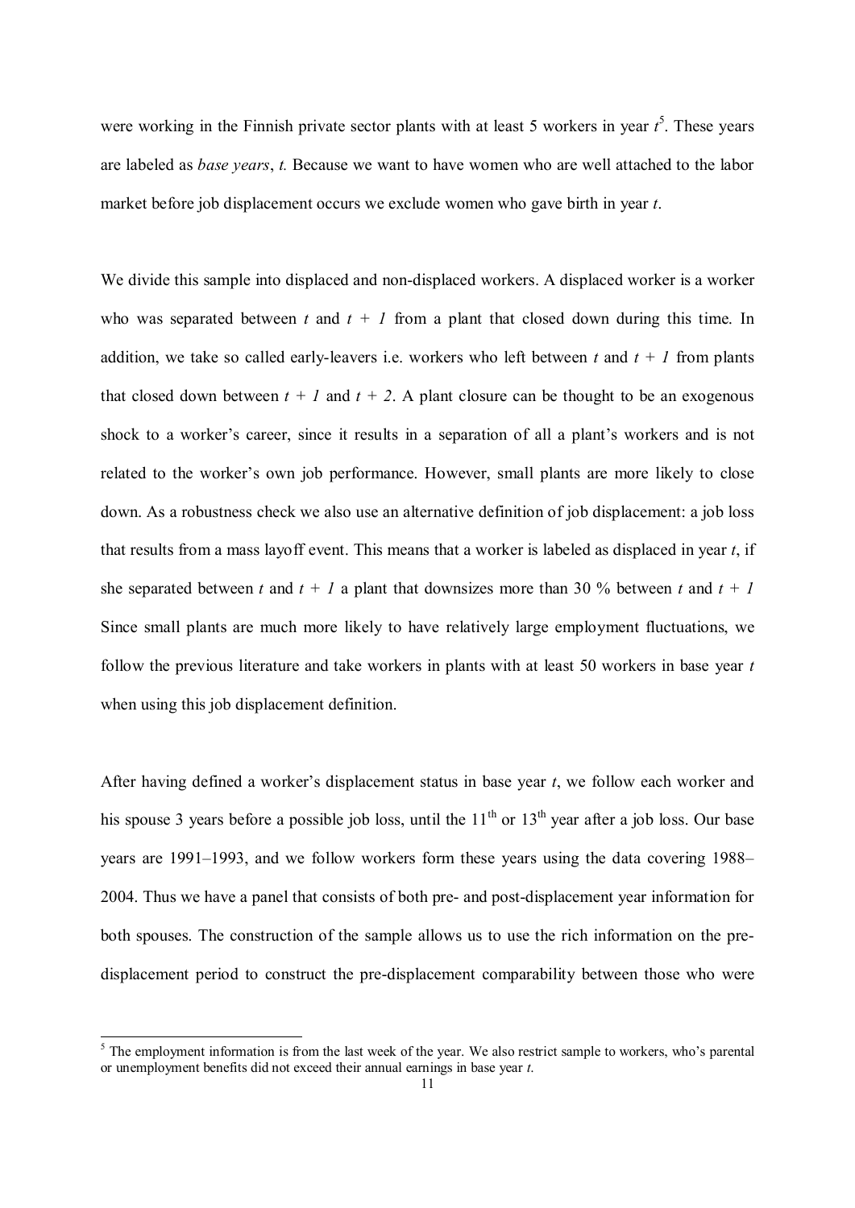were working in the Finnish private sector plants with at least 5 workers in year $t$[5]. These years are labeled as *base years*, *t.* Because we want to have women who are well attached to the labor market before job displacement occurs we exclude women who gave birth in year *t*.

We divide this sample into displaced and non-displaced workers. A displaced worker is a worker who was separated between $t$ and $t + 1$ from a plant that closed down during this time. In addition, we take so called early-leavers i.e. workers who left between $t$ and $t + 1$ from plants that closed down between $t + 1$ and $t + 2$. A plant closure can be thought to be an exogenous shock to a worker's career, since it results in a separation of all a plant's workers and is not related to the worker's own job performance. However, small plants are more likely to close down. As a robustness check we also use an alternative definition of job displacement: a job loss that results from a mass layoff event. This means that a worker is labeled as displaced in year *t*, if she separated between $t$ and $t + 1$ a plant that downsizes more than 30 % between $t$ and $t + 1$ Since small plants are much more likely to have relatively large employment fluctuations, we follow the previous literature and take workers in plants with at least 50 workers in base year *t* when using this job displacement definition.

After having defined a worker's displacement status in base year *t*, we follow each worker and his spouse 3 years before a possible job loss, until the 11th or 13th year after a job loss. Our base years are 1991–1993, and we follow workers form these years using the data covering 1988–2004. Thus we have a panel that consists of both pre- and post-displacement year information for both spouses. The construction of the sample allows us to use the rich information on the pre-displacement period to construct the pre-displacement comparability between those who were

[5] The employment information is from the last week of the year. We also restrict sample to workers, who's parental or unemployment benefits did not exceed their annual earnings in base year *t*.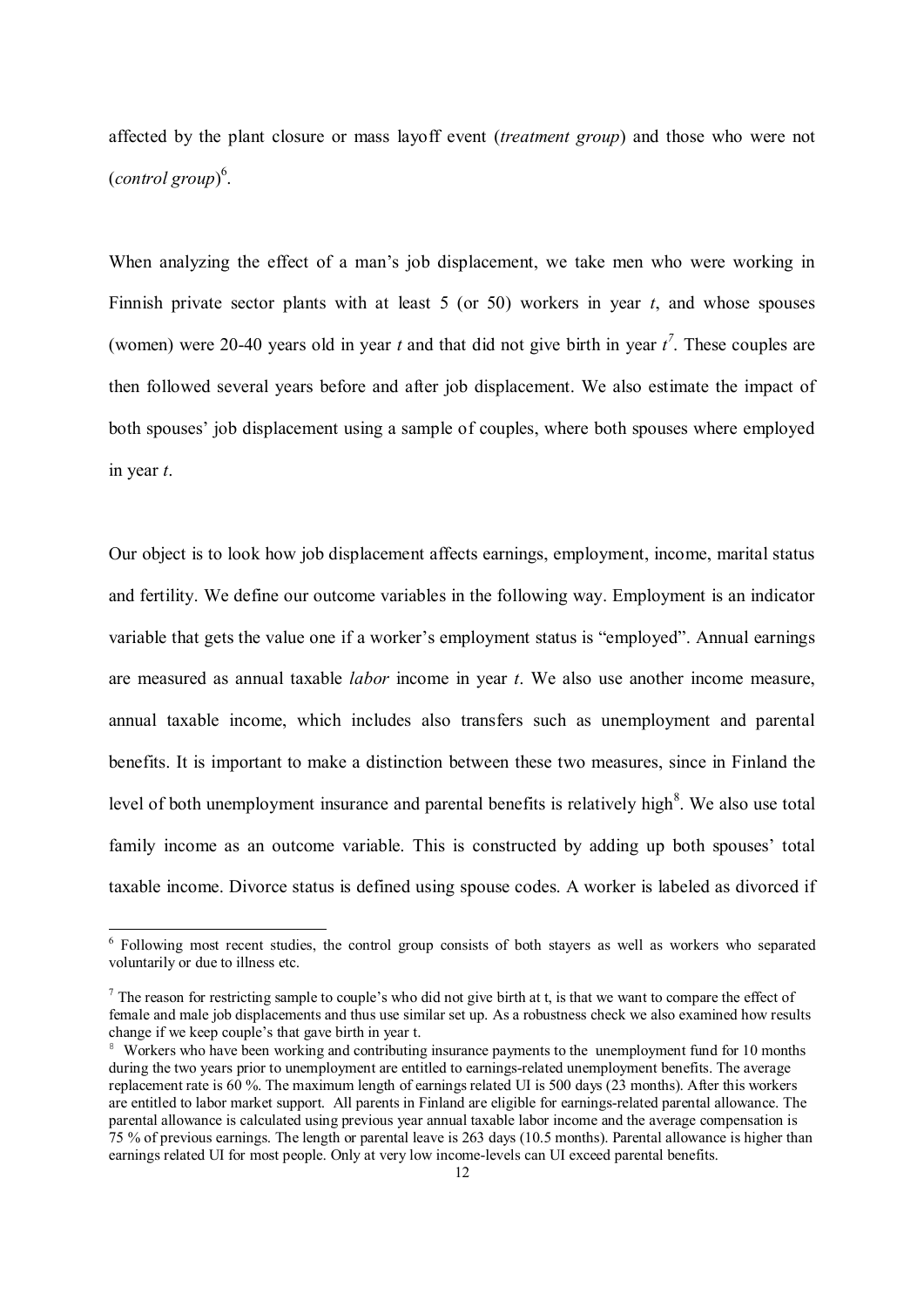affected by the plant closure or mass layoff event (*treatment group*) and those who were not (*control group*)[6].

When analyzing the effect of a man's job displacement, we take men who were working in Finnish private sector plants with at least 5 (or 50) workers in year *t*, and whose spouses (women) were 20-40 years old in year *t* and that did not give birth in year *t*[7]. These couples are then followed several years before and after job displacement. We also estimate the impact of both spouses' job displacement using a sample of couples, where both spouses where employed in year *t*.

Our object is to look how job displacement affects earnings, employment, income, marital status and fertility. We define our outcome variables in the following way. Employment is an indicator variable that gets the value one if a worker's employment status is "employed". Annual earnings are measured as annual taxable *labor* income in year *t*. We also use another income measure, annual taxable income, which includes also transfers such as unemployment and parental benefits. It is important to make a distinction between these two measures, since in Finland the level of both unemployment insurance and parental benefits is relatively high[8]. We also use total family income as an outcome variable. This is constructed by adding up both spouses' total taxable income. Divorce status is defined using spouse codes. A worker is labeled as divorced if

---

[6] Following most recent studies, the control group consists of both stayers as well as workers who separated voluntarily or due to illness etc.

[7] The reason for restricting sample to couple's who did not give birth at t, is that we want to compare the effect of female and male job displacements and thus use similar set up. As a robustness check we also examined how results change if we keep couple's that gave birth in year t.

[8] Workers who have been working and contributing insurance payments to the unemployment fund for 10 months during the two years prior to unemployment are entitled to earnings-related unemployment benefits. The average replacement rate is 60 %. The maximum length of earnings related UI is 500 days (23 months). After this workers are entitled to labor market support. All parents in Finland are eligible for earnings-related parental allowance. The parental allowance is calculated using previous year annual taxable labor income and the average compensation is 75 % of previous earnings. The length or parental leave is 263 days (10.5 months). Parental allowance is higher than earnings related UI for most people. Only at very low income-levels can UI exceed parental benefits.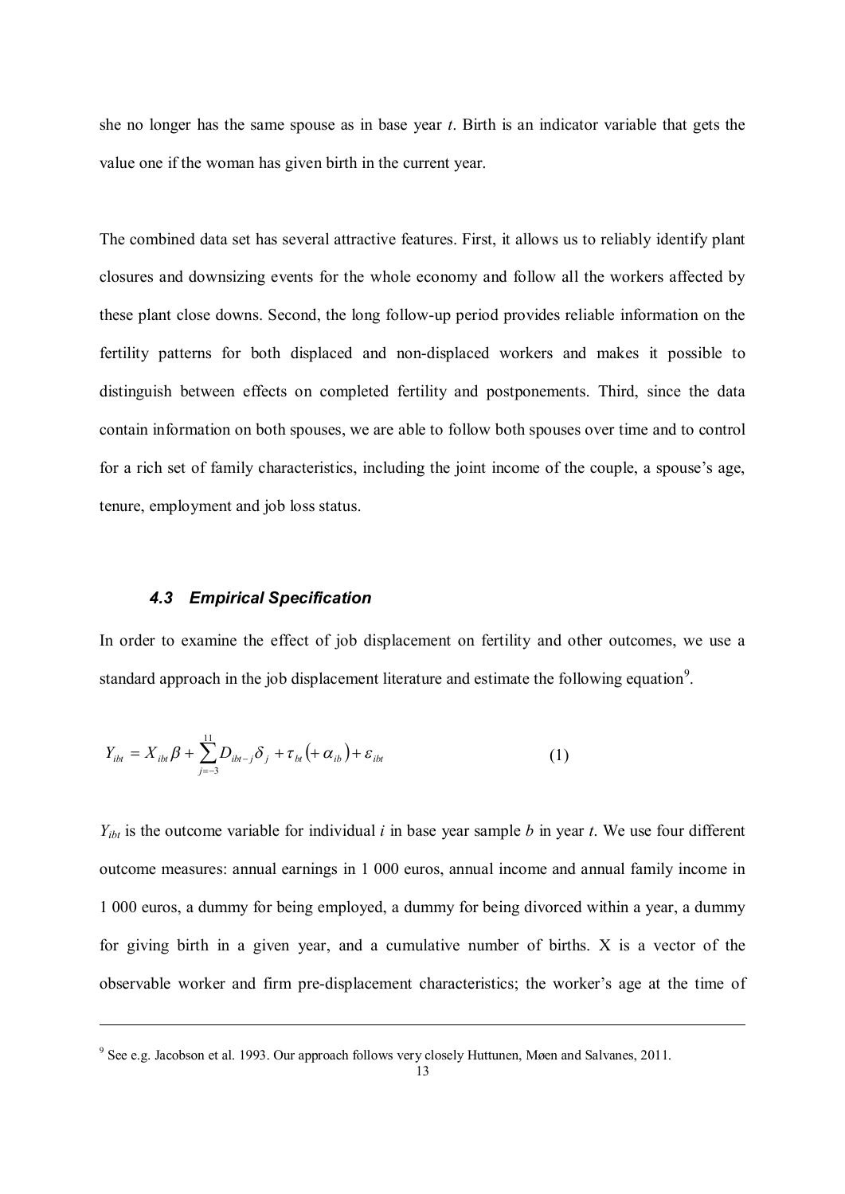she no longer has the same spouse as in base year $t$. Birth is an indicator variable that gets the value one if the woman has given birth in the current year.

The combined data set has several attractive features. First, it allows us to reliably identify plant closures and downsizing events for the whole economy and follow all the workers affected by these plant close downs. Second, the long follow-up period provides reliable information on the fertility patterns for both displaced and non-displaced workers and makes it possible to distinguish between effects on completed fertility and postponements. Third, since the data contain information on both spouses, we are able to follow both spouses over time and to control for a rich set of family characteristics, including the joint income of the couple, a spouse's age, tenure, employment and job loss status.

### *4.3 Empirical Specification*

In order to examine the effect of job displacement on fertility and other outcomes, we use a standard approach in the job displacement literature and estimate the following equation[9].

$$Y_{ibt} = X_{ibt}\beta + \sum_{j=-3}^{11} D_{ibt-j}\delta_j + \tau_{bt}\left(+\alpha_{ib}\right) + \varepsilon_{ibt} \qquad (1)$$

$Y_{ibt}$ is the outcome variable for individual $i$ in base year sample $b$ in year $t$. We use four different outcome measures: annual earnings in 1 000 euros, annual income and annual family income in 1 000 euros, a dummy for being employed, a dummy for being divorced within a year, a dummy for giving birth in a given year, and a cumulative number of births. X is a vector of the observable worker and firm pre-displacement characteristics; the worker's age at the time of

[9] See e.g. Jacobson et al. 1993. Our approach follows very closely Huttunen, Møen and Salvanes, 2011.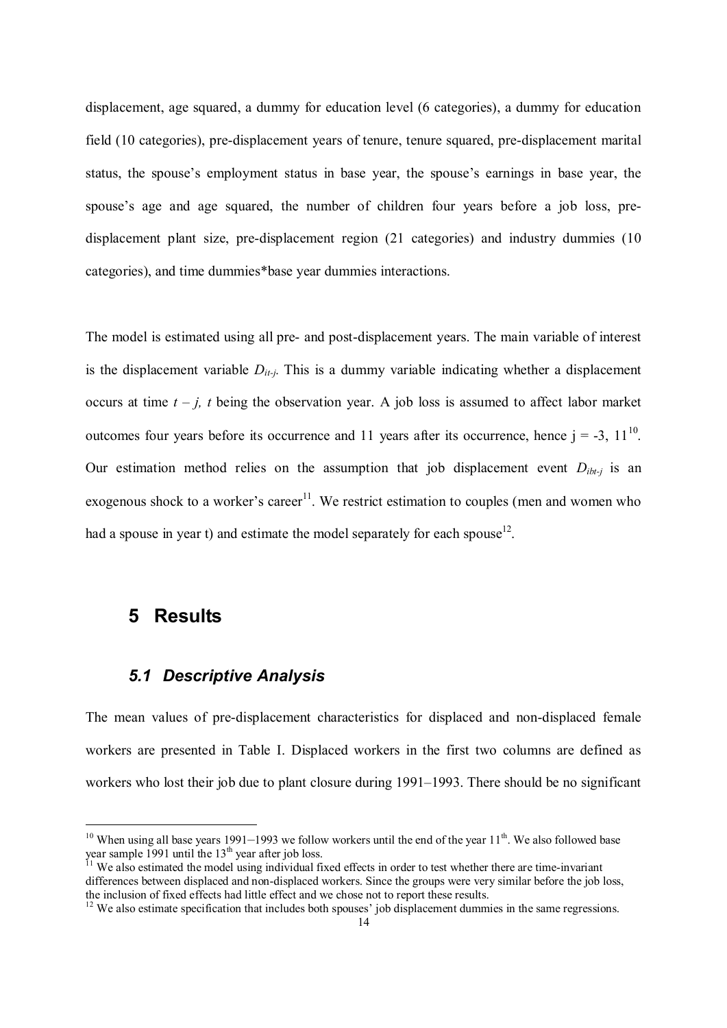displacement, age squared, a dummy for education level (6 categories), a dummy for education field (10 categories), pre-displacement years of tenure, tenure squared, pre-displacement marital status, the spouse's employment status in base year, the spouse's earnings in base year, the spouse's age and age squared, the number of children four years before a job loss, pre-displacement plant size, pre-displacement region (21 categories) and industry dummies (10 categories), and time dummies*base year dummies interactions.

The model is estimated using all pre- and post-displacement years. The main variable of interest is the displacement variable $D_{it-j}$. This is a dummy variable indicating whether a displacement occurs at time $t - j$, $t$ being the observation year. A job loss is assumed to affect labor market outcomes four years before its occurrence and 11 years after its occurrence, hence j = -3, 11[10]. Our estimation method relies on the assumption that job displacement event $D_{ibt-j}$ is an exogenous shock to a worker's career[11]. We restrict estimation to couples (men and women who had a spouse in year t) and estimate the model separately for each spouse[12].

# 5 Results

## 5.1 Descriptive Analysis

The mean values of pre-displacement characteristics for displaced and non-displaced female workers are presented in Table I. Displaced workers in the first two columns are defined as workers who lost their job due to plant closure during 1991–1993. There should be no significant

[10] When using all base years 1991−1993 we follow workers until the end of the year 11th. We also followed base year sample 1991 until the 13th year after job loss.

[11] We also estimated the model using individual fixed effects in order to test whether there are time-invariant differences between displaced and non-displaced workers. Since the groups were very similar before the job loss, the inclusion of fixed effects had little effect and we chose not to report these results.

[12] We also estimate specification that includes both spouses' job displacement dummies in the same regressions.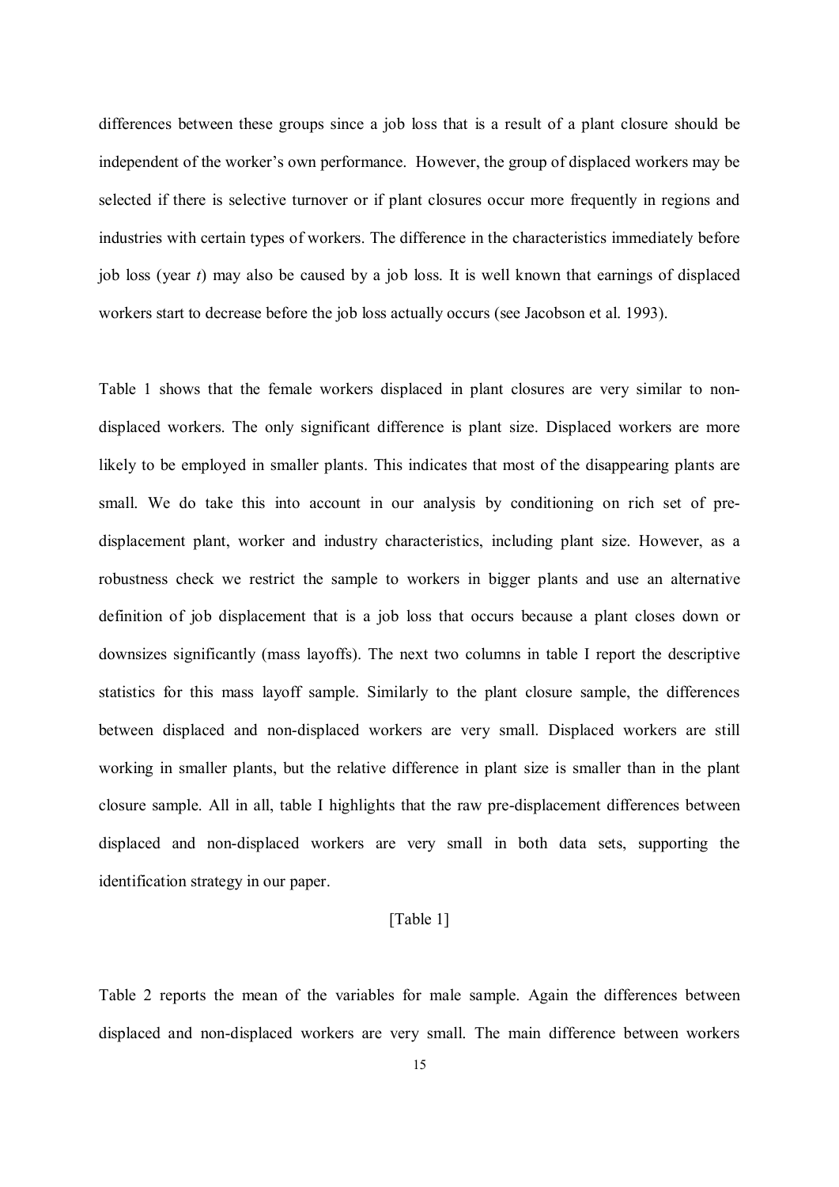differences between these groups since a job loss that is a result of a plant closure should be independent of the worker's own performance. However, the group of displaced workers may be selected if there is selective turnover or if plant closures occur more frequently in regions and industries with certain types of workers. The difference in the characteristics immediately before job loss (year *t*) may also be caused by a job loss. It is well known that earnings of displaced workers start to decrease before the job loss actually occurs (see Jacobson et al. 1993).

Table 1 shows that the female workers displaced in plant closures are very similar to non-displaced workers. The only significant difference is plant size. Displaced workers are more likely to be employed in smaller plants. This indicates that most of the disappearing plants are small. We do take this into account in our analysis by conditioning on rich set of pre-displacement plant, worker and industry characteristics, including plant size. However, as a robustness check we restrict the sample to workers in bigger plants and use an alternative definition of job displacement that is a job loss that occurs because a plant closes down or downsizes significantly (mass layoffs). The next two columns in table I report the descriptive statistics for this mass layoff sample. Similarly to the plant closure sample, the differences between displaced and non-displaced workers are very small. Displaced workers are still working in smaller plants, but the relative difference in plant size is smaller than in the plant closure sample. All in all, table I highlights that the raw pre-displacement differences between displaced and non-displaced workers are very small in both data sets, supporting the identification strategy in our paper.

[Table 1]

Table 2 reports the mean of the variables for male sample. Again the differences between displaced and non-displaced workers are very small. The main difference between workers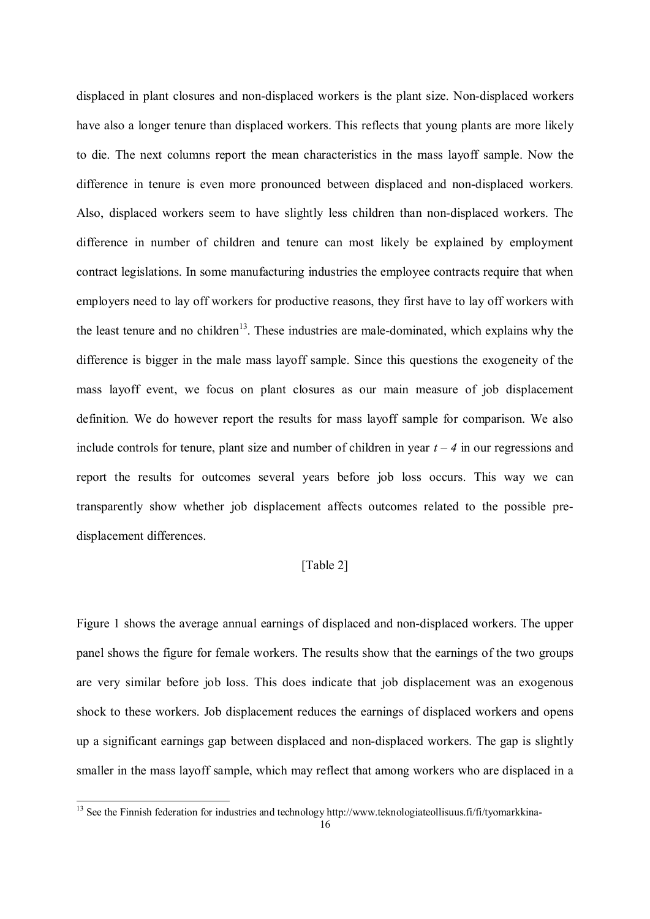displaced in plant closures and non-displaced workers is the plant size. Non-displaced workers have also a longer tenure than displaced workers. This reflects that young plants are more likely to die. The next columns report the mean characteristics in the mass layoff sample. Now the difference in tenure is even more pronounced between displaced and non-displaced workers. Also, displaced workers seem to have slightly less children than non-displaced workers. The difference in number of children and tenure can most likely be explained by employment contract legislations. In some manufacturing industries the employee contracts require that when employers need to lay off workers for productive reasons, they first have to lay off workers with the least tenure and no children[13]. These industries are male-dominated, which explains why the difference is bigger in the male mass layoff sample. Since this questions the exogeneity of the mass layoff event, we focus on plant closures as our main measure of job displacement definition. We do however report the results for mass layoff sample for comparison. We also include controls for tenure, plant size and number of children in year $t-4$ in our regressions and report the results for outcomes several years before job loss occurs. This way we can transparently show whether job displacement affects outcomes related to the possible pre-displacement differences.

[Table 2]

Figure 1 shows the average annual earnings of displaced and non-displaced workers. The upper panel shows the figure for female workers. The results show that the earnings of the two groups are very similar before job loss. This does indicate that job displacement was an exogenous shock to these workers. Job displacement reduces the earnings of displaced workers and opens up a significant earnings gap between displaced and non-displaced workers. The gap is slightly smaller in the mass layoff sample, which may reflect that among workers who are displaced in a

[13] See the Finnish federation for industries and technology http://www.teknologiateollisuus.fi/fi/tyomarkkina-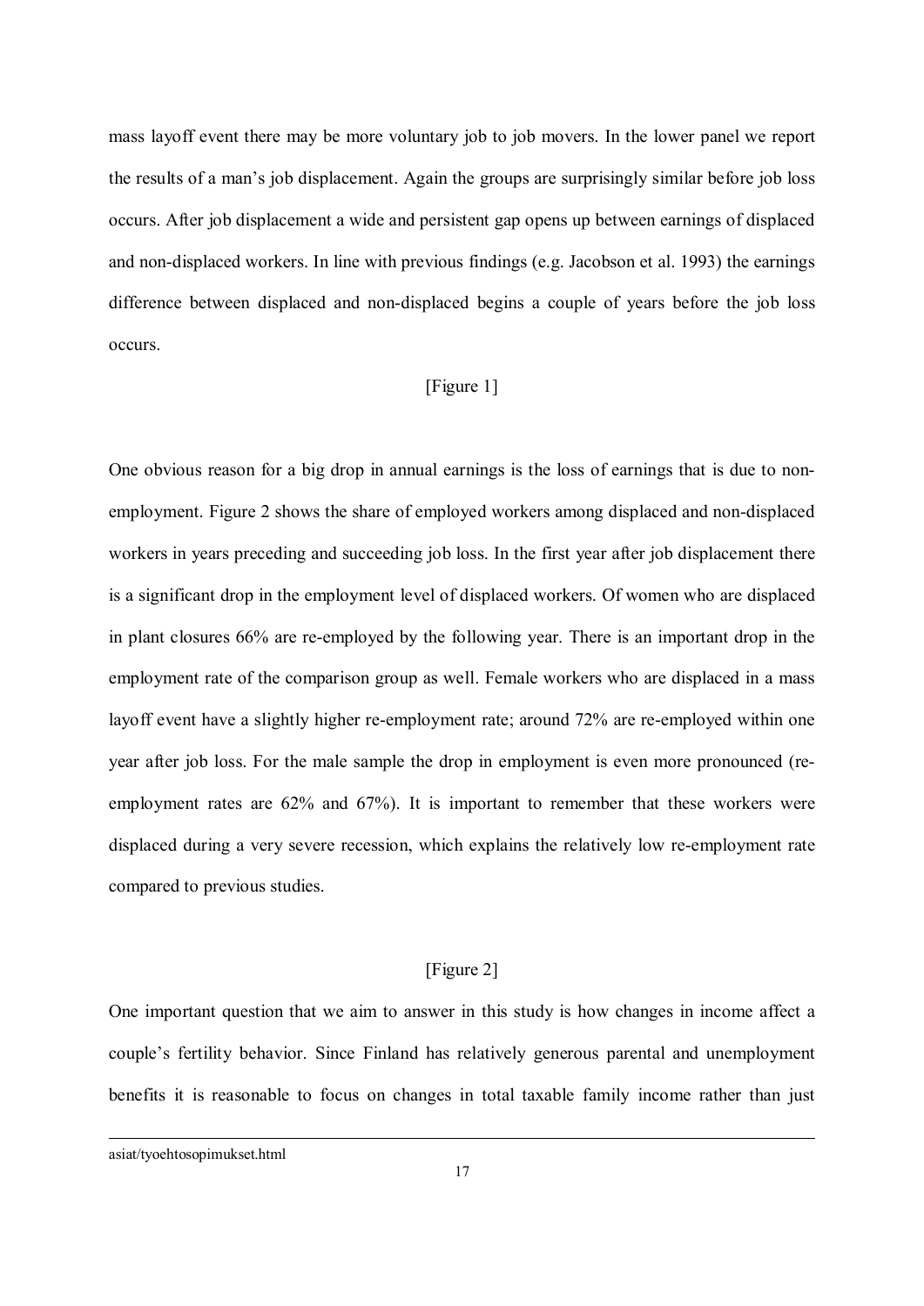mass layoff event there may be more voluntary job to job movers. In the lower panel we report the results of a man's job displacement. Again the groups are surprisingly similar before job loss occurs. After job displacement a wide and persistent gap opens up between earnings of displaced and non-displaced workers. In line with previous findings (e.g. Jacobson et al. 1993) the earnings difference between displaced and non-displaced begins a couple of years before the job loss occurs.

[Figure 1]

One obvious reason for a big drop in annual earnings is the loss of earnings that is due to non-employment. Figure 2 shows the share of employed workers among displaced and non-displaced workers in years preceding and succeeding job loss. In the first year after job displacement there is a significant drop in the employment level of displaced workers. Of women who are displaced in plant closures 66% are re-employed by the following year. There is an important drop in the employment rate of the comparison group as well. Female workers who are displaced in a mass layoff event have a slightly higher re-employment rate; around 72% are re-employed within one year after job loss. For the male sample the drop in employment is even more pronounced (re-employment rates are 62% and 67%). It is important to remember that these workers were displaced during a very severe recession, which explains the relatively low re-employment rate compared to previous studies.

[Figure 2]

One important question that we aim to answer in this study is how changes in income affect a couple's fertility behavior. Since Finland has relatively generous parental and unemployment benefits it is reasonable to focus on changes in total taxable family income rather than just

asiat/tyoehtosopimukset.html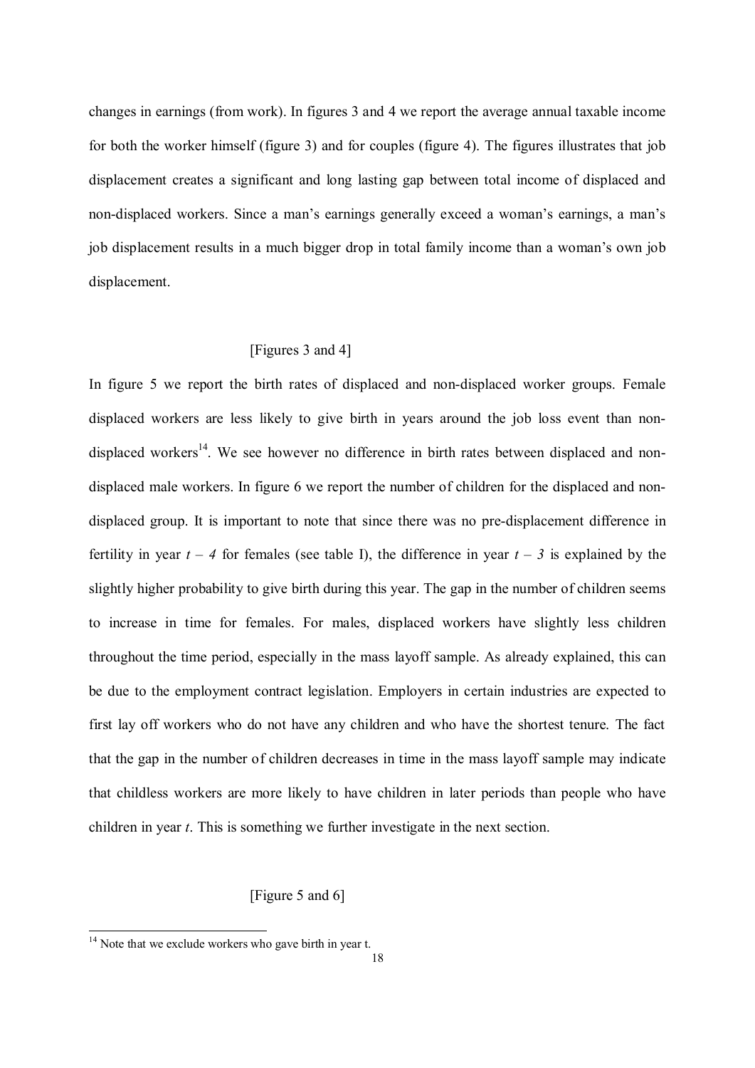changes in earnings (from work). In figures 3 and 4 we report the average annual taxable income for both the worker himself (figure 3) and for couples (figure 4). The figures illustrates that job displacement creates a significant and long lasting gap between total income of displaced and non-displaced workers. Since a man's earnings generally exceed a woman's earnings, a man's job displacement results in a much bigger drop in total family income than a woman's own job displacement.

[Figures 3 and 4]

In figure 5 we report the birth rates of displaced and non-displaced worker groups. Female displaced workers are less likely to give birth in years around the job loss event than non-displaced workers[14]. We see however no difference in birth rates between displaced and non-displaced male workers. In figure 6 we report the number of children for the displaced and non-displaced group. It is important to note that since there was no pre-displacement difference in fertility in year $t - 4$ for females (see table I), the difference in year $t - 3$ is explained by the slightly higher probability to give birth during this year. The gap in the number of children seems to increase in time for females. For males, displaced workers have slightly less children throughout the time period, especially in the mass layoff sample. As already explained, this can be due to the employment contract legislation. Employers in certain industries are expected to first lay off workers who do not have any children and who have the shortest tenure. The fact that the gap in the number of children decreases in time in the mass layoff sample may indicate that childless workers are more likely to have children in later periods than people who have children in year $t$. This is something we further investigate in the next section.

[Figure 5 and 6]

[14] Note that we exclude workers who gave birth in year t.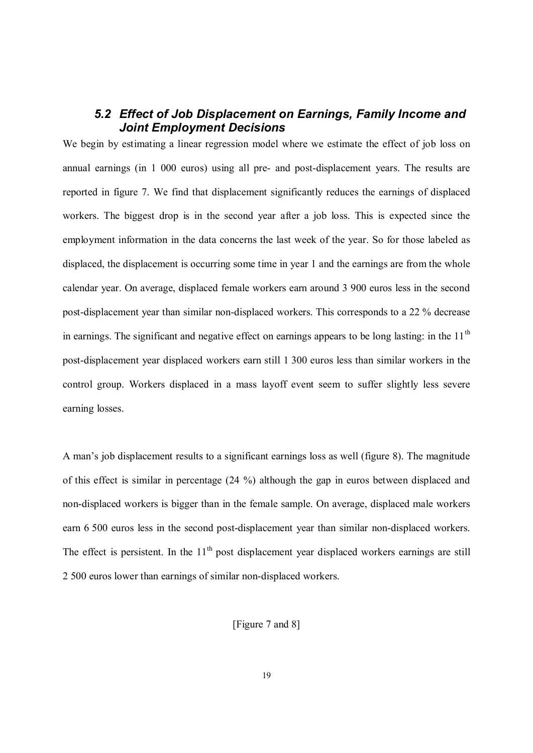### *5.2 Effect of Job Displacement on Earnings, Family Income and Joint Employment Decisions*

We begin by estimating a linear regression model where we estimate the effect of job loss on annual earnings (in 1 000 euros) using all pre- and post-displacement years. The results are reported in figure 7. We find that displacement significantly reduces the earnings of displaced workers. The biggest drop is in the second year after a job loss. This is expected since the employment information in the data concerns the last week of the year. So for those labeled as displaced, the displacement is occurring some time in year 1 and the earnings are from the whole calendar year. On average, displaced female workers earn around 3 900 euros less in the second post-displacement year than similar non-displaced workers. This corresponds to a 22 % decrease in earnings. The significant and negative effect on earnings appears to be long lasting: in the $11^{th}$ post-displacement year displaced workers earn still 1 300 euros less than similar workers in the control group. Workers displaced in a mass layoff event seem to suffer slightly less severe earning losses.

A man's job displacement results to a significant earnings loss as well (figure 8). The magnitude of this effect is similar in percentage (24 %) although the gap in euros between displaced and non-displaced workers is bigger than in the female sample. On average, displaced male workers earn 6 500 euros less in the second post-displacement year than similar non-displaced workers. The effect is persistent. In the $11^{th}$ post displacement year displaced workers earnings are still 2 500 euros lower than earnings of similar non-displaced workers.

[Figure 7 and 8]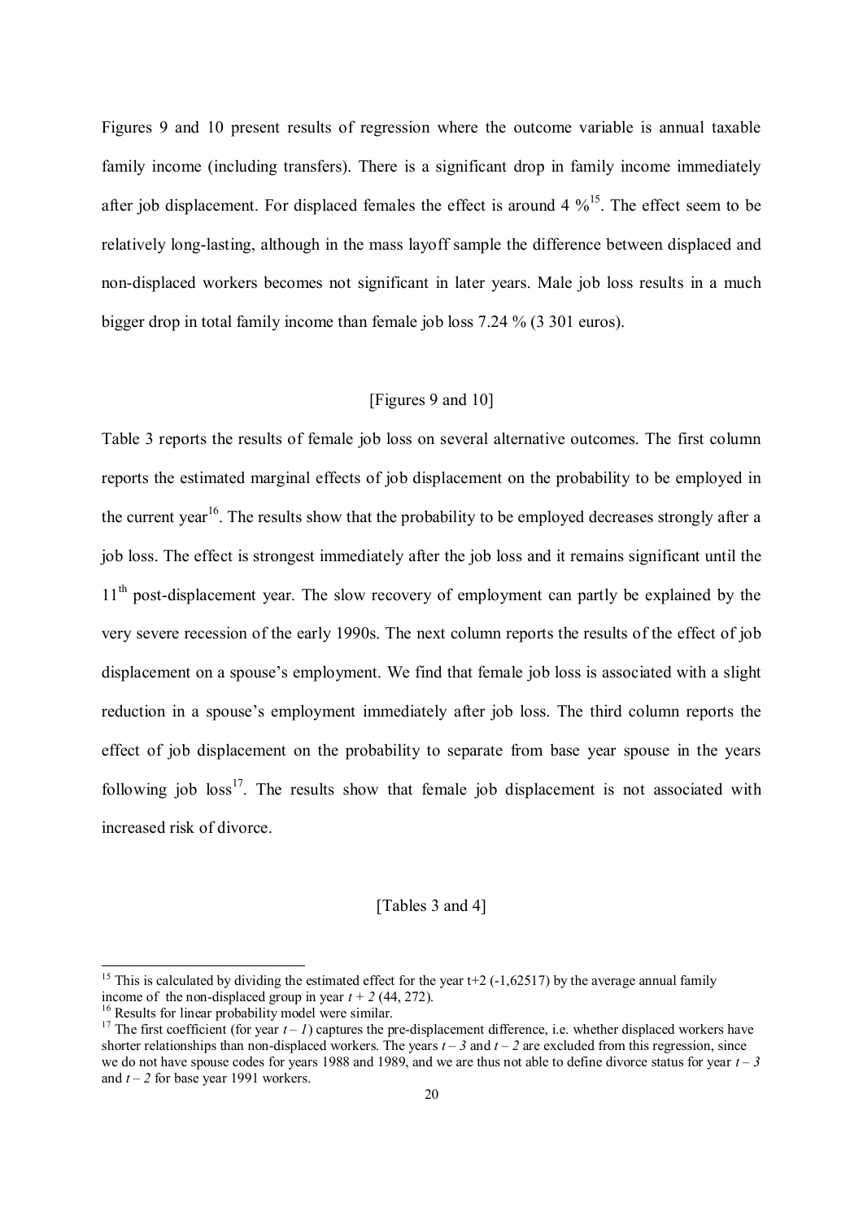Figures 9 and 10 present results of regression where the outcome variable is annual taxable family income (including transfers). There is a significant drop in family income immediately after job displacement. For displaced females the effect is around 4 %[15]. The effect seem to be relatively long-lasting, although in the mass layoff sample the difference between displaced and non-displaced workers becomes not significant in later years. Male job loss results in a much bigger drop in total family income than female job loss 7.24 % (3 301 euros).

[Figures 9 and 10]

Table 3 reports the results of female job loss on several alternative outcomes. The first column reports the estimated marginal effects of job displacement on the probability to be employed in the current year[16]. The results show that the probability to be employed decreases strongly after a job loss. The effect is strongest immediately after the job loss and it remains significant until the 11[th] post-displacement year. The slow recovery of employment can partly be explained by the very severe recession of the early 1990s. The next column reports the results of the effect of job displacement on a spouse's employment. We find that female job loss is associated with a slight reduction in a spouse's employment immediately after job loss. The third column reports the effect of job displacement on the probability to separate from base year spouse in the years following job loss[17]. The results show that female job displacement is not associated with increased risk of divorce.

[Tables 3 and 4]

---

[15] This is calculated by dividing the estimated effect for the year t+2 (-1,62517) by the average annual family income of the non-displaced group in year $t + 2$ (44, 272).

[16] Results for linear probability model were similar.

[17] The first coefficient (for year $t - 1$) captures the pre-displacement difference, i.e. whether displaced workers have shorter relationships than non-displaced workers. The years $t - 3$ and $t - 2$ are excluded from this regression, since we do not have spouse codes for years 1988 and 1989, and we are thus not able to define divorce status for year $t - 3$ and $t - 2$ for base year 1991 workers.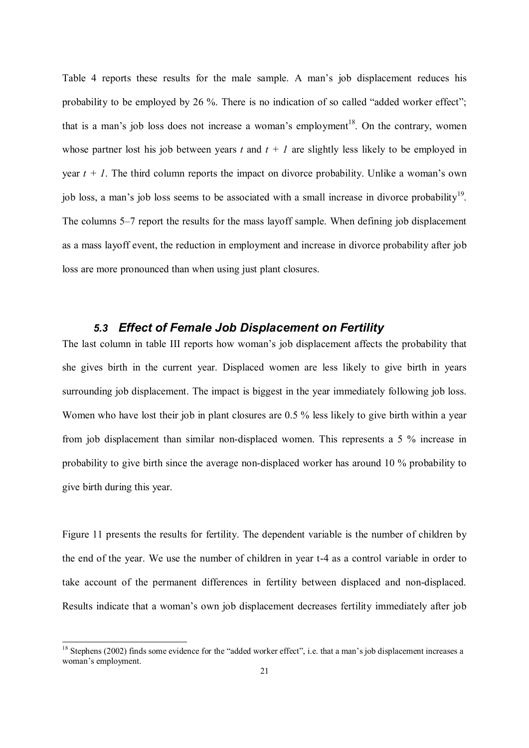Table 4 reports these results for the male sample. A man's job displacement reduces his probability to be employed by 26 %. There is no indication of so called "added worker effect"; that is a man's job loss does not increase a woman's employment[18]. On the contrary, women whose partner lost his job between years *t* and *t + 1* are slightly less likely to be employed in year *t + 1*. The third column reports the impact on divorce probability. Unlike a woman's own job loss, a man's job loss seems to be associated with a small increase in divorce probability[19]. The columns 5–7 report the results for the mass layoff sample. When defining job displacement as a mass layoff event, the reduction in employment and increase in divorce probability after job loss are more pronounced than when using just plant closures.

### *5.3 Effect of Female Job Displacement on Fertility*

The last column in table III reports how woman's job displacement affects the probability that she gives birth in the current year. Displaced women are less likely to give birth in years surrounding job displacement. The impact is biggest in the year immediately following job loss. Women who have lost their job in plant closures are 0.5 % less likely to give birth within a year from job displacement than similar non-displaced women. This represents a 5 % increase in probability to give birth since the average non-displaced worker has around 10 % probability to give birth during this year.

Figure 11 presents the results for fertility. The dependent variable is the number of children by the end of the year. We use the number of children in year t-4 as a control variable in order to take account of the permanent differences in fertility between displaced and non-displaced. Results indicate that a woman's own job displacement decreases fertility immediately after job

[18] Stephens (2002) finds some evidence for the "added worker effect", i.e. that a man's job displacement increases a woman's employment.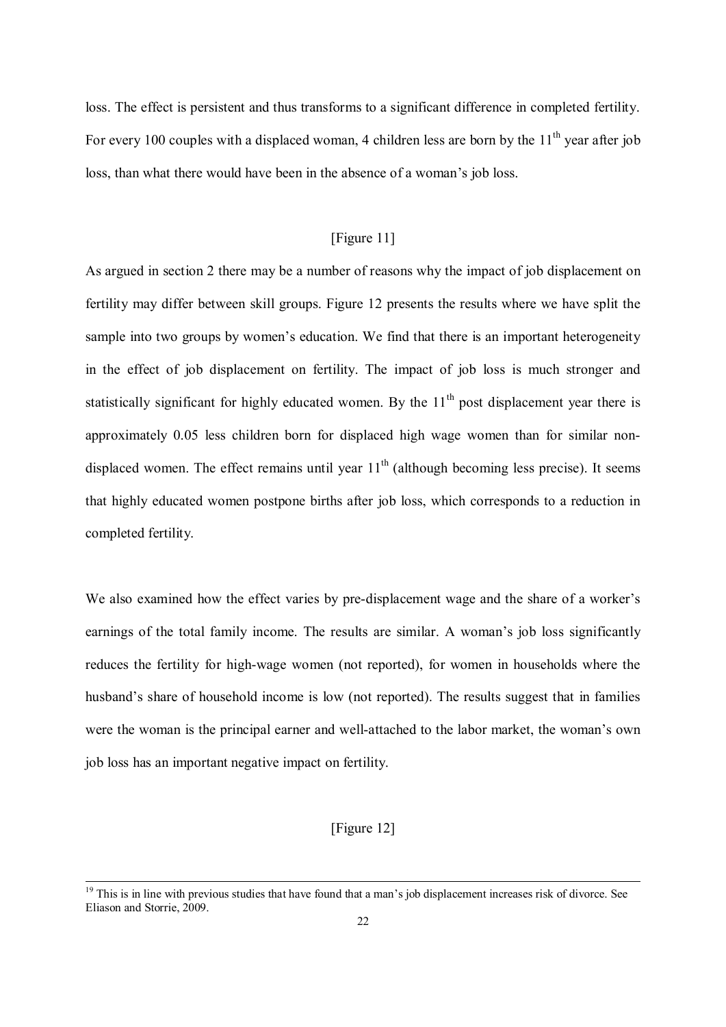loss. The effect is persistent and thus transforms to a significant difference in completed fertility. For every 100 couples with a displaced woman, 4 children less are born by the 11th year after job loss, than what there would have been in the absence of a woman's job loss.

[Figure 11]

As argued in section 2 there may be a number of reasons why the impact of job displacement on fertility may differ between skill groups. Figure 12 presents the results where we have split the sample into two groups by women's education. We find that there is an important heterogeneity in the effect of job displacement on fertility. The impact of job loss is much stronger and statistically significant for highly educated women. By the 11th post displacement year there is approximately 0.05 less children born for displaced high wage women than for similar non-displaced women. The effect remains until year 11th (although becoming less precise). It seems that highly educated women postpone births after job loss, which corresponds to a reduction in completed fertility.

We also examined how the effect varies by pre-displacement wage and the share of a worker's earnings of the total family income. The results are similar. A woman's job loss significantly reduces the fertility for high-wage women (not reported), for women in households where the husband's share of household income is low (not reported). The results suggest that in families were the woman is the principal earner and well-attached to the labor market, the woman's own job loss has an important negative impact on fertility.

[Figure 12]

[19] This is in line with previous studies that have found that a man's job displacement increases risk of divorce. See Eliason and Storrie, 2009.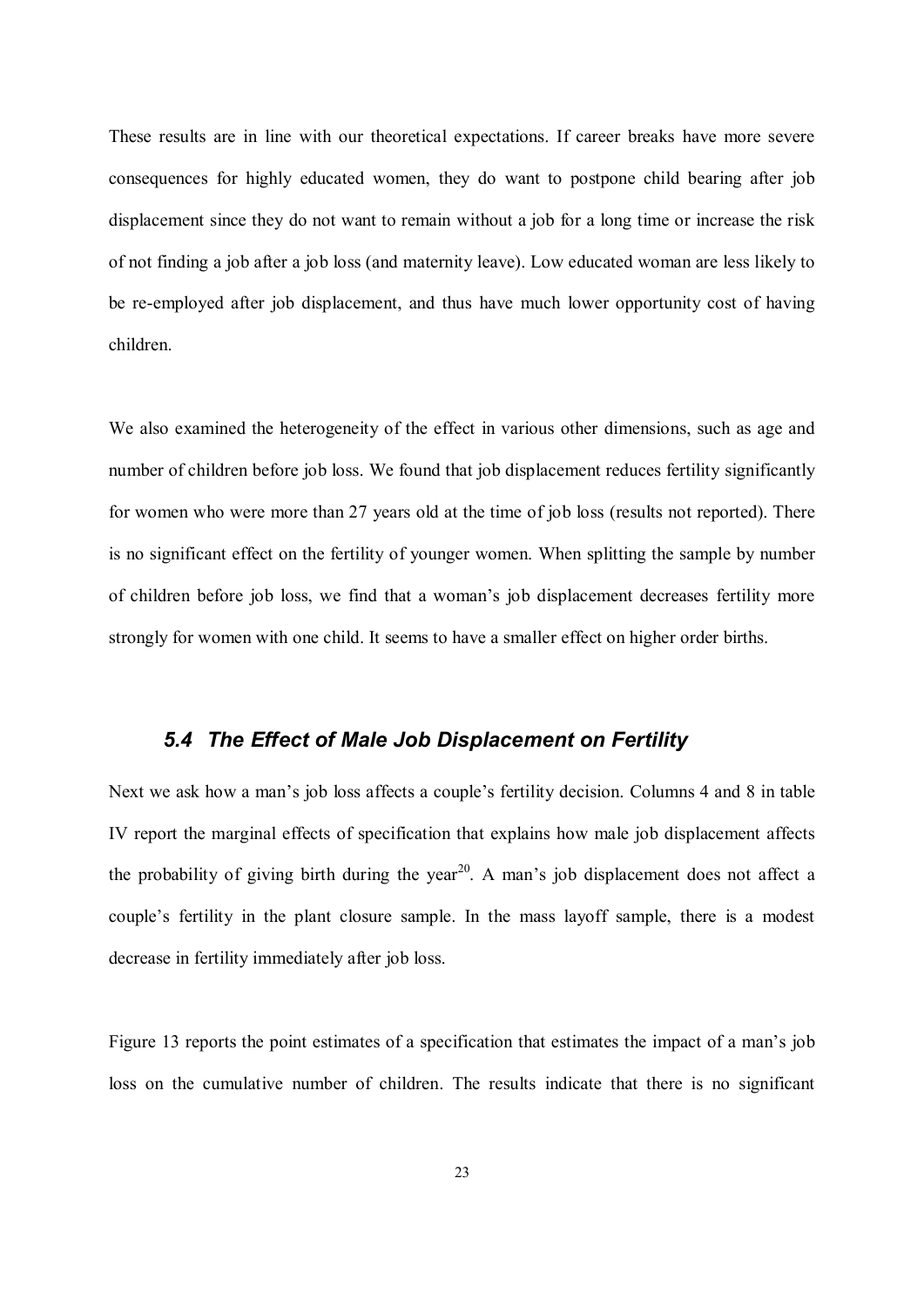These results are in line with our theoretical expectations. If career breaks have more severe consequences for highly educated women, they do want to postpone child bearing after job displacement since they do not want to remain without a job for a long time or increase the risk of not finding a job after a job loss (and maternity leave). Low educated woman are less likely to be re-employed after job displacement, and thus have much lower opportunity cost of having children.

We also examined the heterogeneity of the effect in various other dimensions, such as age and number of children before job loss. We found that job displacement reduces fertility significantly for women who were more than 27 years old at the time of job loss (results not reported). There is no significant effect on the fertility of younger women. When splitting the sample by number of children before job loss, we find that a woman's job displacement decreases fertility more strongly for women with one child. It seems to have a smaller effect on higher order births.

### *5.4 The Effect of Male Job Displacement on Fertility*

Next we ask how a man's job loss affects a couple's fertility decision. Columns 4 and 8 in table IV report the marginal effects of specification that explains how male job displacement affects the probability of giving birth during the year[20]. A man's job displacement does not affect a couple's fertility in the plant closure sample. In the mass layoff sample, there is a modest decrease in fertility immediately after job loss.

Figure 13 reports the point estimates of a specification that estimates the impact of a man's job loss on the cumulative number of children. The results indicate that there is no significant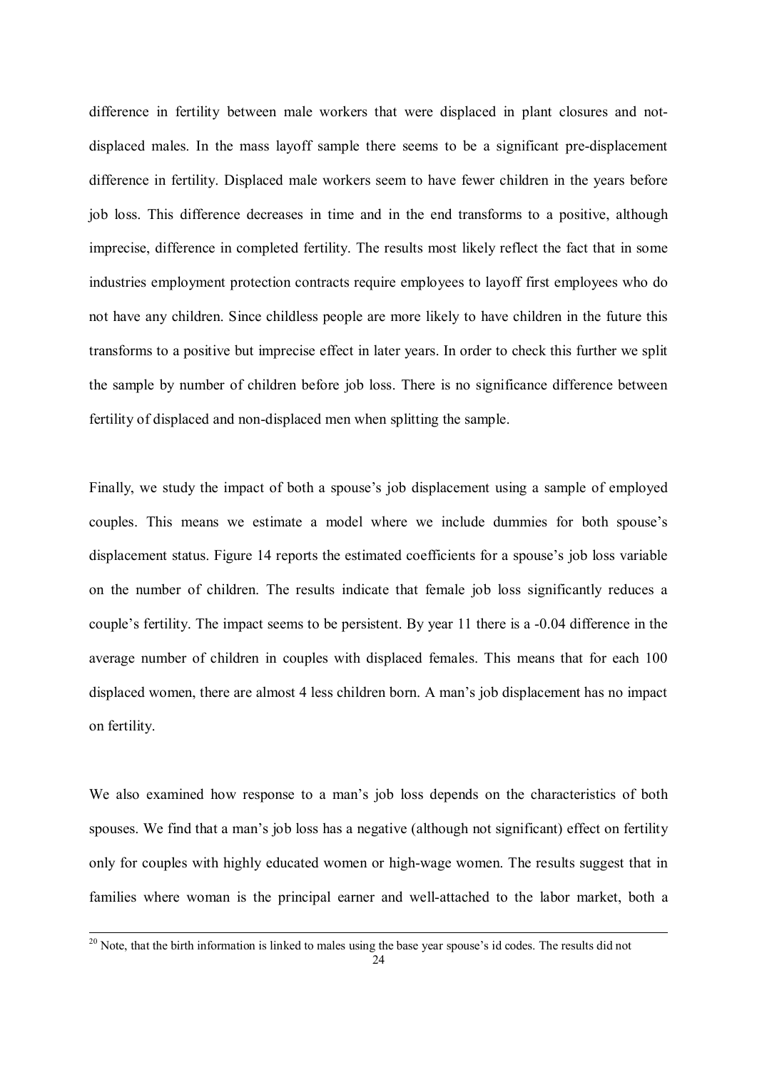difference in fertility between male workers that were displaced in plant closures and not-displaced males. In the mass layoff sample there seems to be a significant pre-displacement difference in fertility. Displaced male workers seem to have fewer children in the years before job loss. This difference decreases in time and in the end transforms to a positive, although imprecise, difference in completed fertility. The results most likely reflect the fact that in some industries employment protection contracts require employees to layoff first employees who do not have any children. Since childless people are more likely to have children in the future this transforms to a positive but imprecise effect in later years. In order to check this further we split the sample by number of children before job loss. There is no significance difference between fertility of displaced and non-displaced men when splitting the sample.

Finally, we study the impact of both a spouse's job displacement using a sample of employed couples. This means we estimate a model where we include dummies for both spouse's displacement status. Figure 14 reports the estimated coefficients for a spouse's job loss variable on the number of children. The results indicate that female job loss significantly reduces a couple's fertility. The impact seems to be persistent. By year 11 there is a -0.04 difference in the average number of children in couples with displaced females. This means that for each 100 displaced women, there are almost 4 less children born. A man's job displacement has no impact on fertility.

We also examined how response to a man's job loss depends on the characteristics of both spouses. We find that a man's job loss has a negative (although not significant) effect on fertility only for couples with highly educated women or high-wage women. The results suggest that in families where woman is the principal earner and well-attached to the labor market, both a

[20] Note, that the birth information is linked to males using the base year spouse's id codes. The results did not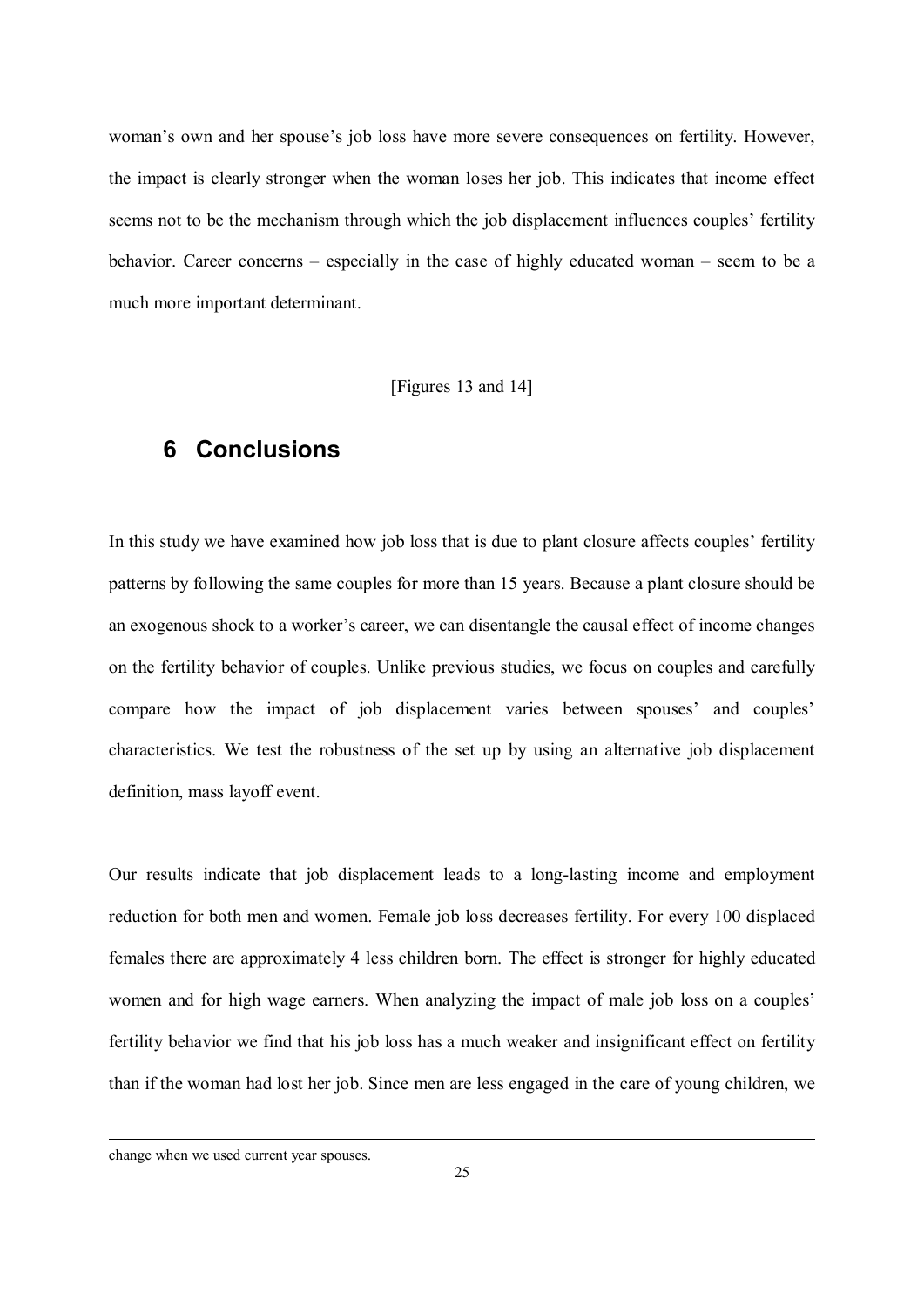woman's own and her spouse's job loss have more severe consequences on fertility. However, the impact is clearly stronger when the woman loses her job. This indicates that income effect seems not to be the mechanism through which the job displacement influences couples' fertility behavior. Career concerns – especially in the case of highly educated woman – seem to be a much more important determinant.

[Figures 13 and 14]

# 6 Conclusions

In this study we have examined how job loss that is due to plant closure affects couples' fertility patterns by following the same couples for more than 15 years. Because a plant closure should be an exogenous shock to a worker's career, we can disentangle the causal effect of income changes on the fertility behavior of couples. Unlike previous studies, we focus on couples and carefully compare how the impact of job displacement varies between spouses' and couples' characteristics. We test the robustness of the set up by using an alternative job displacement definition, mass layoff event.

Our results indicate that job displacement leads to a long-lasting income and employment reduction for both men and women. Female job loss decreases fertility. For every 100 displaced females there are approximately 4 less children born. The effect is stronger for highly educated women and for high wage earners. When analyzing the impact of male job loss on a couples' fertility behavior we find that his job loss has a much weaker and insignificant effect on fertility than if the woman had lost her job. Since men are less engaged in the care of young children, we

change when we used current year spouses.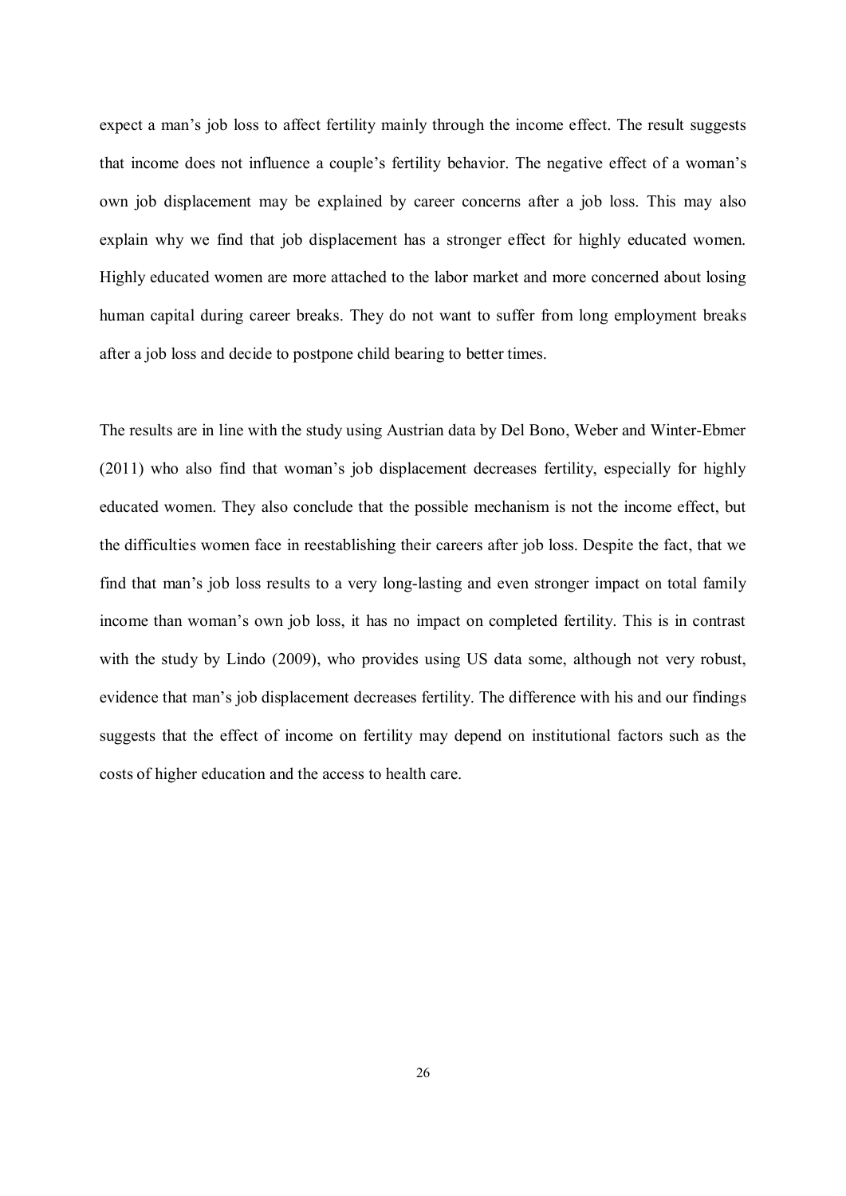expect a man's job loss to affect fertility mainly through the income effect. The result suggests that income does not influence a couple's fertility behavior. The negative effect of a woman's own job displacement may be explained by career concerns after a job loss. This may also explain why we find that job displacement has a stronger effect for highly educated women. Highly educated women are more attached to the labor market and more concerned about losing human capital during career breaks. They do not want to suffer from long employment breaks after a job loss and decide to postpone child bearing to better times.

The results are in line with the study using Austrian data by Del Bono, Weber and Winter-Ebmer (2011) who also find that woman's job displacement decreases fertility, especially for highly educated women. They also conclude that the possible mechanism is not the income effect, but the difficulties women face in reestablishing their careers after job loss. Despite the fact, that we find that man's job loss results to a very long-lasting and even stronger impact on total family income than woman's own job loss, it has no impact on completed fertility. This is in contrast with the study by Lindo (2009), who provides using US data some, although not very robust, evidence that man's job displacement decreases fertility. The difference with his and our findings suggests that the effect of income on fertility may depend on institutional factors such as the costs of higher education and the access to health care.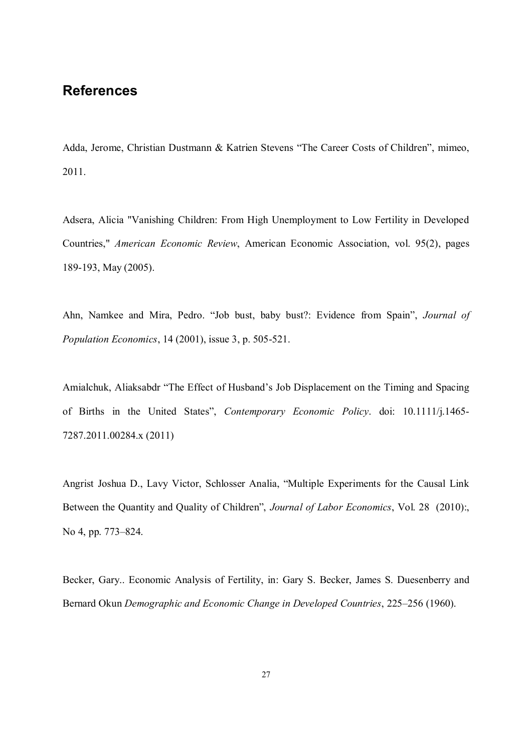## References

Adda, Jerome, Christian Dustmann & Katrien Stevens “The Career Costs of Children”, mimeo, 2011.

Adsera, Alicia "Vanishing Children: From High Unemployment to Low Fertility in Developed Countries," *American Economic Review*, American Economic Association, vol. 95(2), pages 189-193, May (2005).

Ahn, Namkee and Mira, Pedro. “Job bust, baby bust?: Evidence from Spain”, *Journal of Population Economics*, 14 (2001), issue 3, p. 505-521.

Amialchuk, Aliaksabdr “The Effect of Husband’s Job Displacement on the Timing and Spacing of Births in the United States”, *Contemporary Economic Policy*. doi: 10.1111/j.1465-7287.2011.00284.x (2011)

Angrist Joshua D., Lavy Victor, Schlosser Analia, “Multiple Experiments for the Causal Link Between the Quantity and Quality of Children”, *Journal of Labor Economics*, Vol. 28 (2010):, No 4, pp. 773–824.

Becker, Gary.. Economic Analysis of Fertility, in: Gary S. Becker, James S. Duesenberry and Bernard Okun *Demographic and Economic Change in Developed Countries*, 225–256 (1960).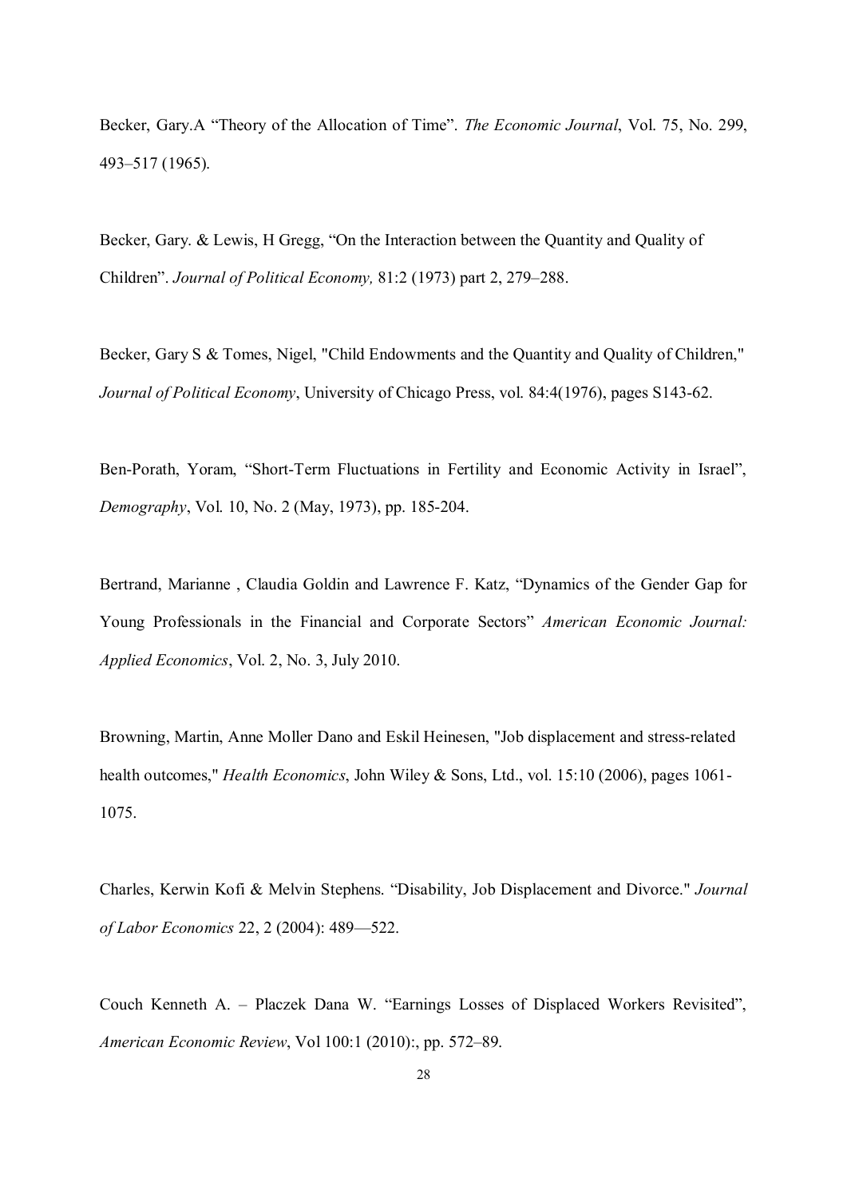Becker, Gary.A "Theory of the Allocation of Time". *The Economic Journal*, Vol. 75, No. 299, 493–517 (1965).

Becker, Gary. & Lewis, H Gregg, "On the Interaction between the Quantity and Quality of Children". *Journal of Political Economy,* 81:2 (1973) part 2, 279–288.

Becker, Gary S & Tomes, Nigel, "Child Endowments and the Quantity and Quality of Children," *Journal of Political Economy*, University of Chicago Press, vol. 84:4(1976), pages S143-62.

Ben-Porath, Yoram, "Short-Term Fluctuations in Fertility and Economic Activity in Israel", *Demography*, Vol. 10, No. 2 (May, 1973), pp. 185-204.

Bertrand, Marianne , Claudia Goldin and Lawrence F. Katz, "Dynamics of the Gender Gap for Young Professionals in the Financial and Corporate Sectors" *American Economic Journal: Applied Economics*, Vol. 2, No. 3, July 2010.

Browning, Martin, Anne Moller Dano and Eskil Heinesen, "Job displacement and stress-related health outcomes," *Health Economics*, John Wiley & Sons, Ltd., vol. 15:10 (2006), pages 1061-1075.

Charles, Kerwin Kofi & Melvin Stephens. "Disability, Job Displacement and Divorce." *Journal of Labor Economics* 22, 2 (2004): 489—522.

Couch Kenneth A. – Placzek Dana W. "Earnings Losses of Displaced Workers Revisited", *American Economic Review*, Vol 100:1 (2010):, pp. 572–89.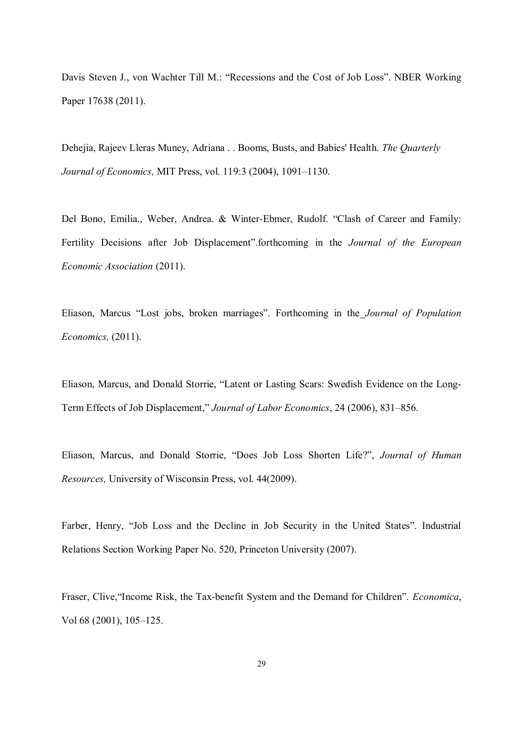Davis Steven J., von Wachter Till M.: "Recessions and the Cost of Job Loss". NBER Working Paper 17638 (2011).

Dehejia, Rajeev Lleras Muney, Adriana . . Booms, Busts, and Babies' Health. *The Quarterly Journal of Economics,* MIT Press, vol. 119:3 (2004), 1091–1130.

Del Bono, Emilia., Weber, Andrea. & Winter-Ebmer, Rudolf. "Clash of Career and Family: Fertility Decisions after Job Displacement".forthcoming in the *Journal of the European Economic Association* (2011).

Eliason, Marcus "Lost jobs, broken marriages". Forthcoming in the *Journal of Population Economics,* (2011).

Eliason, Marcus, and Donald Storrie, "Latent or Lasting Scars: Swedish Evidence on the Long-Term Effects of Job Displacement," *Journal of Labor Economics*, 24 (2006), 831–856.

Eliason, Marcus, and Donald Storrie, "Does Job Loss Shorten Life?", *Journal of Human Resources,* University of Wisconsin Press, vol. 44(2009).

Farber, Henry, "Job Loss and the Decline in Job Security in the United States". Industrial Relations Section Working Paper No. 520, Princeton University (2007).

Fraser, Clive,"Income Risk, the Tax-benefit System and the Demand for Children". *Economica*, Vol 68 (2001), 105–125.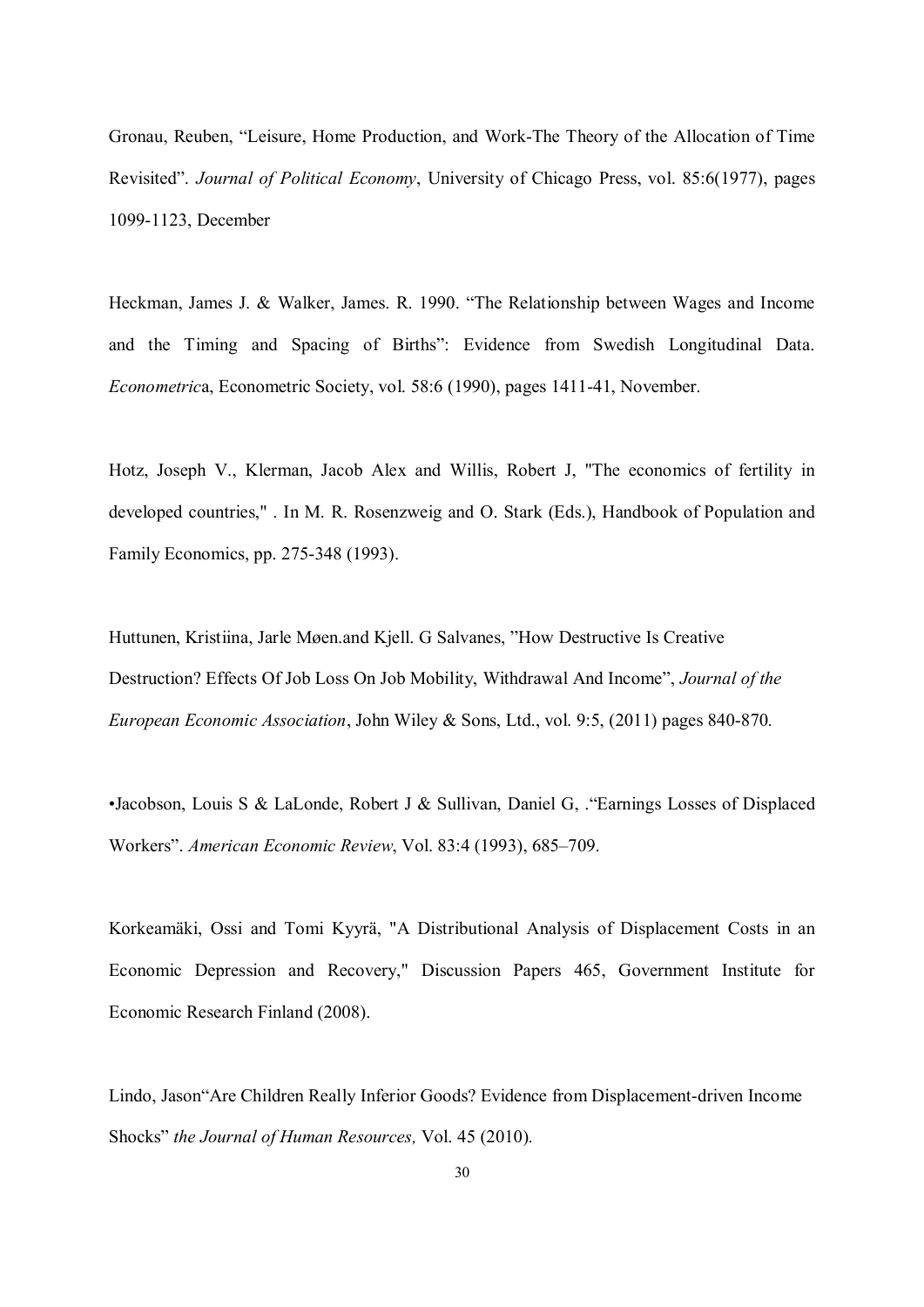Gronau, Reuben, "Leisure, Home Production, and Work-The Theory of the Allocation of Time Revisited". *Journal of Political Economy*, University of Chicago Press, vol. 85:6(1977), pages 1099-1123, December

Heckman, James J. & Walker, James. R. 1990. "The Relationship between Wages and Income and the Timing and Spacing of Births": Evidence from Swedish Longitudinal Data. *Econometric*a, Econometric Society, vol. 58:6 (1990), pages 1411-41, November.

Hotz, Joseph V., Klerman, Jacob Alex and Willis, Robert J, "The economics of fertility in developed countries," . In M. R. Rosenzweig and O. Stark (Eds.), Handbook of Population and Family Economics, pp. 275-348 (1993).

Huttunen, Kristiina, Jarle Møen.and Kjell. G Salvanes, "How Destructive Is Creative Destruction? Effects Of Job Loss On Job Mobility, Withdrawal And Income", *Journal of the European Economic Association*, John Wiley & Sons, Ltd., vol. 9:5, (2011) pages 840-870.

•Jacobson, Louis S & LaLonde, Robert J & Sullivan, Daniel G, ."Earnings Losses of Displaced Workers". *American Economic Review*, Vol. 83:4 (1993), 685–709.

Korkeamäki, Ossi and Tomi Kyyrä, "A Distributional Analysis of Displacement Costs in an Economic Depression and Recovery," Discussion Papers 465, Government Institute for Economic Research Finland (2008).

Lindo, Jason"Are Children Really Inferior Goods? Evidence from Displacement-driven Income Shocks" *the Journal of Human Resources,* Vol. 45 (2010).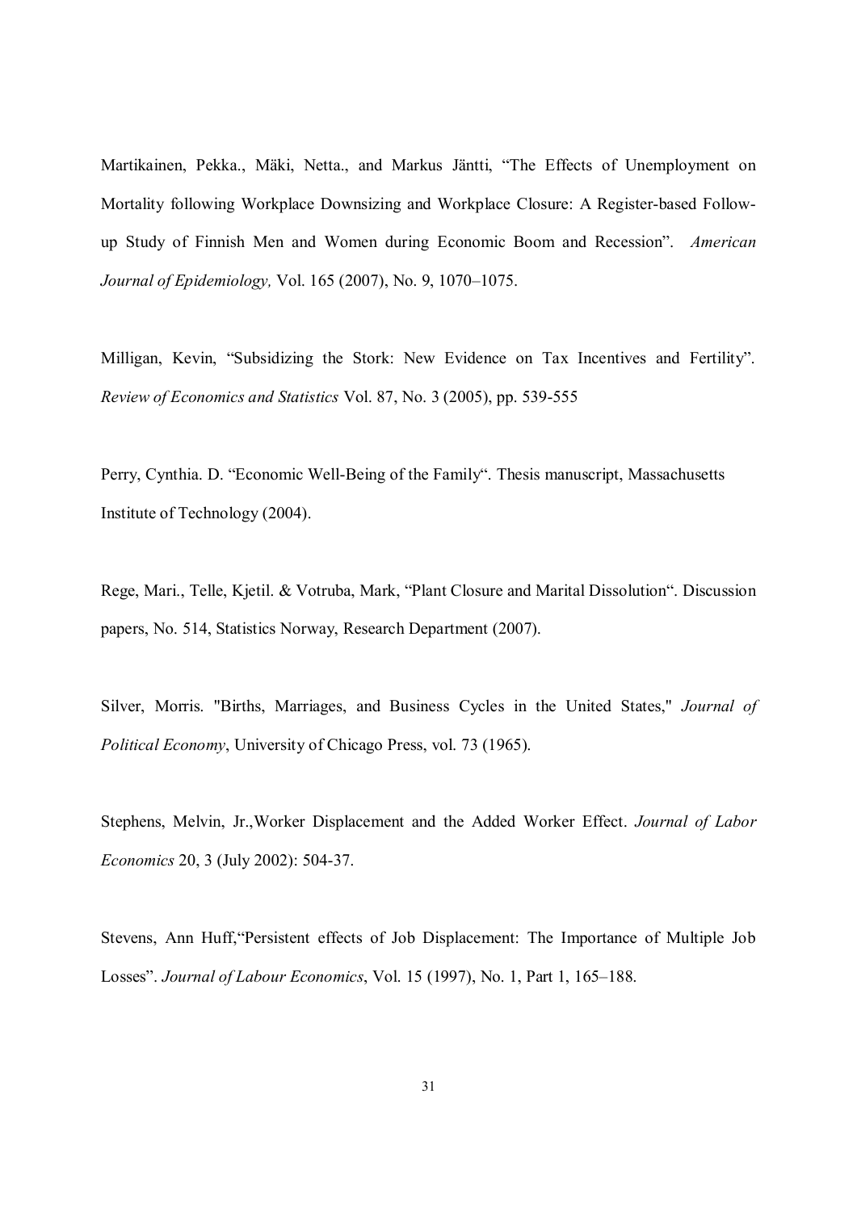Martikainen, Pekka., Mäki, Netta., and Markus Jäntti, "The Effects of Unemployment on Mortality following Workplace Downsizing and Workplace Closure: A Register-based Follow-up Study of Finnish Men and Women during Economic Boom and Recession". *American Journal of Epidemiology,* Vol. 165 (2007), No. 9, 1070–1075.

Milligan, Kevin, "Subsidizing the Stork: New Evidence on Tax Incentives and Fertility". *Review of Economics and Statistics* Vol. 87, No. 3 (2005), pp. 539-555

Perry, Cynthia. D. "Economic Well-Being of the Family". Thesis manuscript, Massachusetts Institute of Technology (2004).

Rege, Mari., Telle, Kjetil. & Votruba, Mark, "Plant Closure and Marital Dissolution". Discussion papers, No. 514, Statistics Norway, Research Department (2007).

Silver, Morris. "Births, Marriages, and Business Cycles in the United States," *Journal of Political Economy*, University of Chicago Press, vol. 73 (1965).

Stephens, Melvin, Jr.,Worker Displacement and the Added Worker Effect. *Journal of Labor Economics* 20, 3 (July 2002): 504-37.

Stevens, Ann Huff,"Persistent effects of Job Displacement: The Importance of Multiple Job Losses". *Journal of Labour Economics*, Vol. 15 (1997), No. 1, Part 1, 165–188.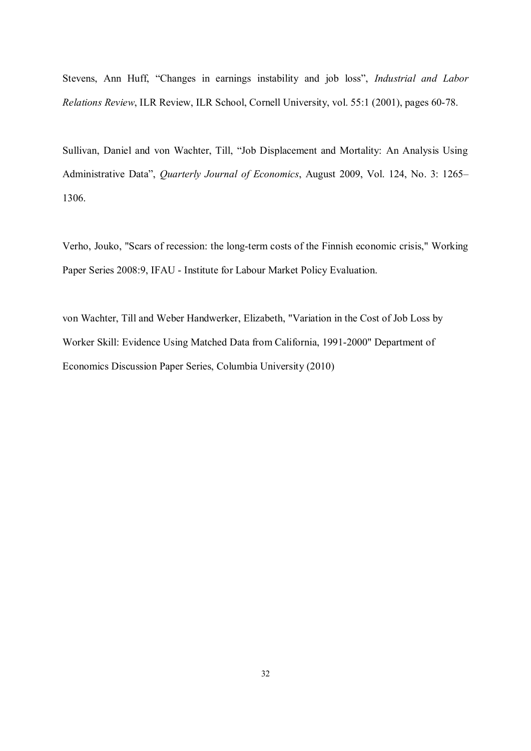Stevens, Ann Huff, “Changes in earnings instability and job loss”, *Industrial and Labor Relations Review*, ILR Review, ILR School, Cornell University, vol. 55:1 (2001), pages 60-78.

Sullivan, Daniel and von Wachter, Till, “Job Displacement and Mortality: An Analysis Using Administrative Data”, *Quarterly Journal of Economics*, August 2009, Vol. 124, No. 3: 1265–1306.

Verho, Jouko, "Scars of recession: the long-term costs of the Finnish economic crisis," Working Paper Series 2008:9, IFAU - Institute for Labour Market Policy Evaluation.

von Wachter, Till and Weber Handwerker, Elizabeth, "Variation in the Cost of Job Loss by Worker Skill: Evidence Using Matched Data from California, 1991-2000" Department of Economics Discussion Paper Series, Columbia University (2010)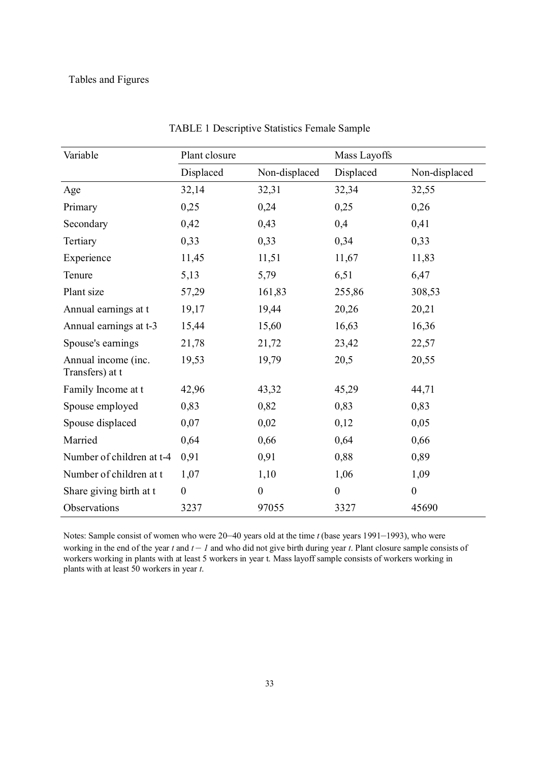Tables and Figures

TABLE 1 Descriptive Statistics Female Sample

| Variable | Plant closure | | Mass Layoffs | |
|---|---|---|---|---|
| | Displaced | Non-displaced | Displaced | Non-displaced |
| Age | 32,14 | 32,31 | 32,34 | 32,55 |
| Primary | 0,25 | 0,24 | 0,25 | 0,26 |
| Secondary | 0,42 | 0,43 | 0,4 | 0,41 |
| Tertiary | 0,33 | 0,33 | 0,34 | 0,33 |
| Experience | 11,45 | 11,51 | 11,67 | 11,83 |
| Tenure | 5,13 | 5,79 | 6,51 | 6,47 |
| Plant size | 57,29 | 161,83 | 255,86 | 308,53 |
| Annual earnings at t | 19,17 | 19,44 | 20,26 | 20,21 |
| Annual earnings at t-3 | 15,44 | 15,60 | 16,63 | 16,36 |
| Spouse's earnings | 21,78 | 21,72 | 23,42 | 22,57 |
| Annual income (inc. Transfers) at t | 19,53 | 19,79 | 20,5 | 20,55 |
| Family Income at t | 42,96 | 43,32 | 45,29 | 44,71 |
| Spouse employed | 0,83 | 0,82 | 0,83 | 0,83 |
| Spouse displaced | 0,07 | 0,02 | 0,12 | 0,05 |
| Married | 0,64 | 0,66 | 0,64 | 0,66 |
| Number of children at t-4 | 0,91 | 0,91 | 0,88 | 0,89 |
| Number of children at t | 1,07 | 1,10 | 1,06 | 1,09 |
| Share giving birth at t | 0 | 0 | 0 | 0 |
| Observations | 3237 | 97055 | 3327 | 45690 |

Notes: Sample consist of women who were 20–40 years old at the time *t* (base years 1991–1993), who were working in the end of the year *t* and $t-1$ and who did not give birth during year *t*. Plant closure sample consists of workers working in plants with at least 5 workers in year t. Mass layoff sample consists of workers working in plants with at least 50 workers in year *t*.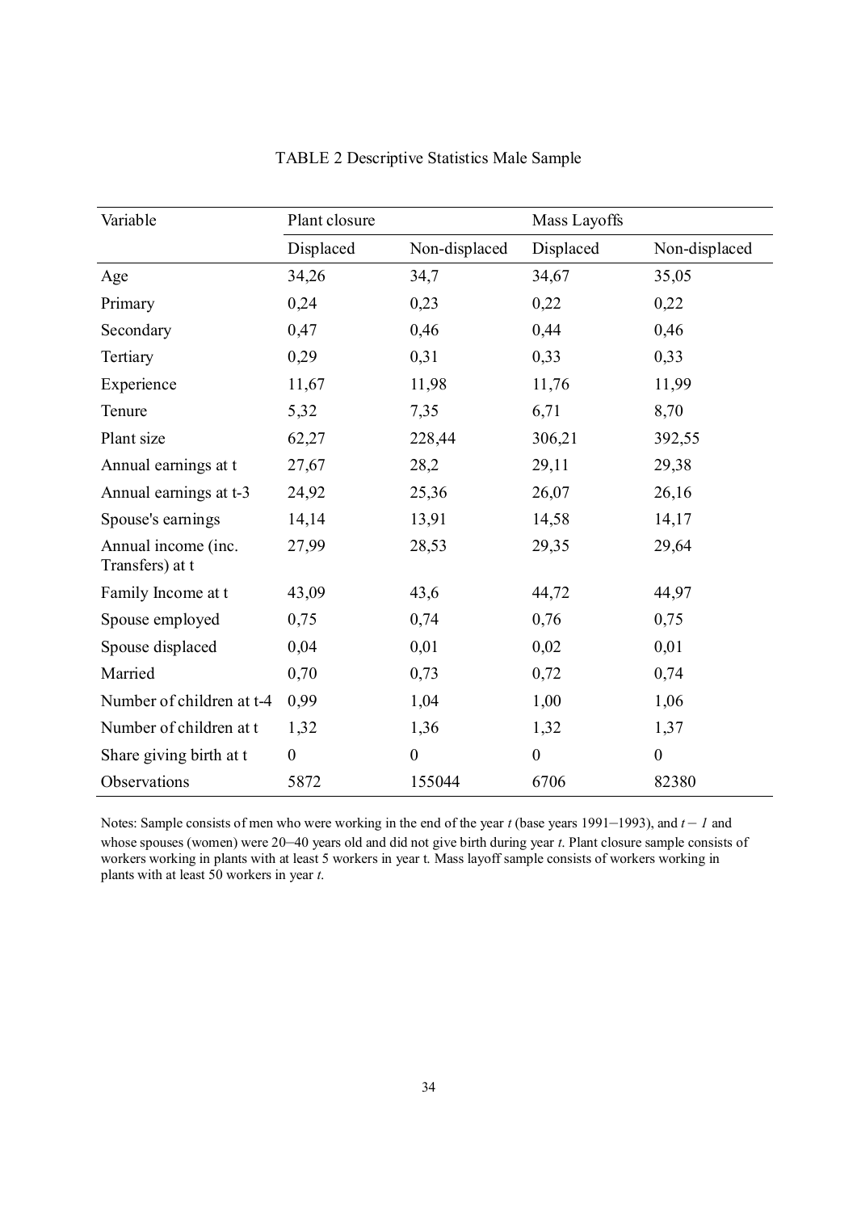TABLE 2 Descriptive Statistics Male Sample

| Variable | Plant closure | | Mass Layoffs | |
|---|---|---|---|---|
| | Displaced | Non-displaced | Displaced | Non-displaced |
| Age | 34,26 | 34,7 | 34,67 | 35,05 |
| Primary | 0,24 | 0,23 | 0,22 | 0,22 |
| Secondary | 0,47 | 0,46 | 0,44 | 0,46 |
| Tertiary | 0,29 | 0,31 | 0,33 | 0,33 |
| Experience | 11,67 | 11,98 | 11,76 | 11,99 |
| Tenure | 5,32 | 7,35 | 6,71 | 8,70 |
| Plant size | 62,27 | 228,44 | 306,21 | 392,55 |
| Annual earnings at t | 27,67 | 28,2 | 29,11 | 29,38 |
| Annual earnings at t-3 | 24,92 | 25,36 | 26,07 | 26,16 |
| Spouse's earnings | 14,14 | 13,91 | 14,58 | 14,17 |
| Annual income (inc. Transfers) at t | 27,99 | 28,53 | 29,35 | 29,64 |
| Family Income at t | 43,09 | 43,6 | 44,72 | 44,97 |
| Spouse employed | 0,75 | 0,74 | 0,76 | 0,75 |
| Spouse displaced | 0,04 | 0,01 | 0,02 | 0,01 |
| Married | 0,70 | 0,73 | 0,72 | 0,74 |
| Number of children at t-4 | 0,99 | 1,04 | 1,00 | 1,06 |
| Number of children at t | 1,32 | 1,36 | 1,32 | 1,37 |
| Share giving birth at t | 0 | 0 | 0 | 0 |
| Observations | 5872 | 155044 | 6706 | 82380 |

Notes: Sample consists of men who were working in the end of the year *t* (base years 1991−1993), and $t-1$ and whose spouses (women) were 20–40 years old and did not give birth during year *t*. Plant closure sample consists of workers working in plants with at least 5 workers in year t. Mass layoff sample consists of workers working in plants with at least 50 workers in year *t*.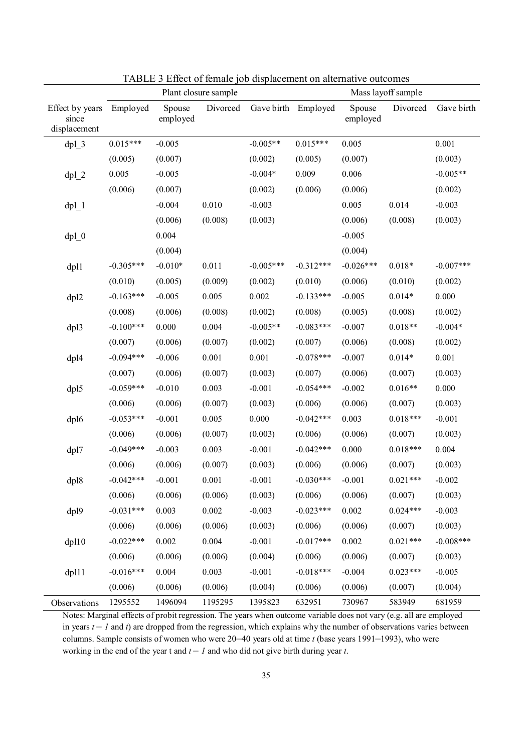TABLE 3 Effect of female job displacement on alternative outcomes

| | Plant closure sample | | | | Mass layoff sample | | | |
|---|---|---|---|---|---|---|---|---|
| Effect by years since displacement | Employed | Spouse employed | Divorced | Gave birth | Employed | Spouse employed | Divorced | Gave birth |
| dpl_3 | 0.015*** | -0.005 | | -0.005** | 0.015*** | 0.005 | | 0.001 |
| | (0.005) | (0.007) | | (0.002) | (0.005) | (0.007) | | (0.003) |
| dpl_2 | 0.005 | -0.005 | | -0.004* | 0.009 | 0.006 | | -0.005** |
| | (0.006) | (0.007) | | (0.002) | (0.006) | (0.006) | | (0.002) |
| dpl_1 | | -0.004 | 0.010 | -0.003 | | 0.005 | 0.014 | -0.003 |
| | | (0.006) | (0.008) | (0.003) | | (0.006) | (0.008) | (0.003) |
| dpl_0 | | 0.004 | | | | -0.005 | | |
| | | (0.004) | | | | (0.004) | | |
| dpl1 | -0.305*** | -0.010* | 0.011 | -0.005*** | -0.312*** | -0.026*** | 0.018* | -0.007*** |
| | (0.010) | (0.005) | (0.009) | (0.002) | (0.010) | (0.006) | (0.010) | (0.002) |
| dpl2 | -0.163*** | -0.005 | 0.005 | 0.002 | -0.133*** | -0.005 | 0.014* | 0.000 |
| | (0.008) | (0.006) | (0.008) | (0.002) | (0.008) | (0.005) | (0.008) | (0.002) |
| dpl3 | -0.100*** | 0.000 | 0.004 | -0.005** | -0.083*** | -0.007 | 0.018** | -0.004* |
| | (0.007) | (0.006) | (0.007) | (0.002) | (0.007) | (0.006) | (0.008) | (0.002) |
| dpl4 | -0.094*** | -0.006 | 0.001 | 0.001 | -0.078*** | -0.007 | 0.014* | 0.001 |
| | (0.007) | (0.006) | (0.007) | (0.003) | (0.007) | (0.006) | (0.007) | (0.003) |
| dpl5 | -0.059*** | -0.010 | 0.003 | -0.001 | -0.054*** | -0.002 | 0.016** | 0.000 |
| | (0.006) | (0.006) | (0.007) | (0.003) | (0.006) | (0.006) | (0.007) | (0.003) |
| dpl6 | -0.053*** | -0.001 | 0.005 | 0.000 | -0.042*** | 0.003 | 0.018*** | -0.001 |
| | (0.006) | (0.006) | (0.007) | (0.003) | (0.006) | (0.006) | (0.007) | (0.003) |
| dpl7 | -0.049*** | -0.003 | 0.003 | -0.001 | -0.042*** | 0.000 | 0.018*** | 0.004 |
| | (0.006) | (0.006) | (0.007) | (0.003) | (0.006) | (0.006) | (0.007) | (0.003) |
| dpl8 | -0.042*** | -0.001 | 0.001 | -0.001 | -0.030*** | -0.001 | 0.021*** | -0.002 |
| | (0.006) | (0.006) | (0.006) | (0.003) | (0.006) | (0.006) | (0.007) | (0.003) |
| dpl9 | -0.031*** | 0.003 | 0.002 | -0.003 | -0.023*** | 0.002 | 0.024*** | -0.003 |
| | (0.006) | (0.006) | (0.006) | (0.003) | (0.006) | (0.006) | (0.007) | (0.003) |
| dpl10 | -0.022*** | 0.002 | 0.004 | -0.001 | -0.017*** | 0.002 | 0.021*** | -0.008*** |
| | (0.006) | (0.006) | (0.006) | (0.004) | (0.006) | (0.006) | (0.007) | (0.003) |
| dpl11 | -0.016*** | 0.004 | 0.003 | -0.001 | -0.018*** | -0.004 | 0.023*** | -0.005 |
| | (0.006) | (0.006) | (0.006) | (0.004) | (0.006) | (0.006) | (0.007) | (0.004) |
| Observations | 1295552 | 1496094 | 1195295 | 1395823 | 632951 | 730967 | 583949 | 681959 |

Notes: Marginal effects of probit regression. The years when outcome variable does not vary (e.g. all are employed in years $t-1$ and $t$) are dropped from the regression, which explains why the number of observations varies between columns. Sample consists of women who were 20–40 years old at time $t$ (base years 1991–1993), who were working in the end of the year t and $t-1$ and who did not give birth during year $t$.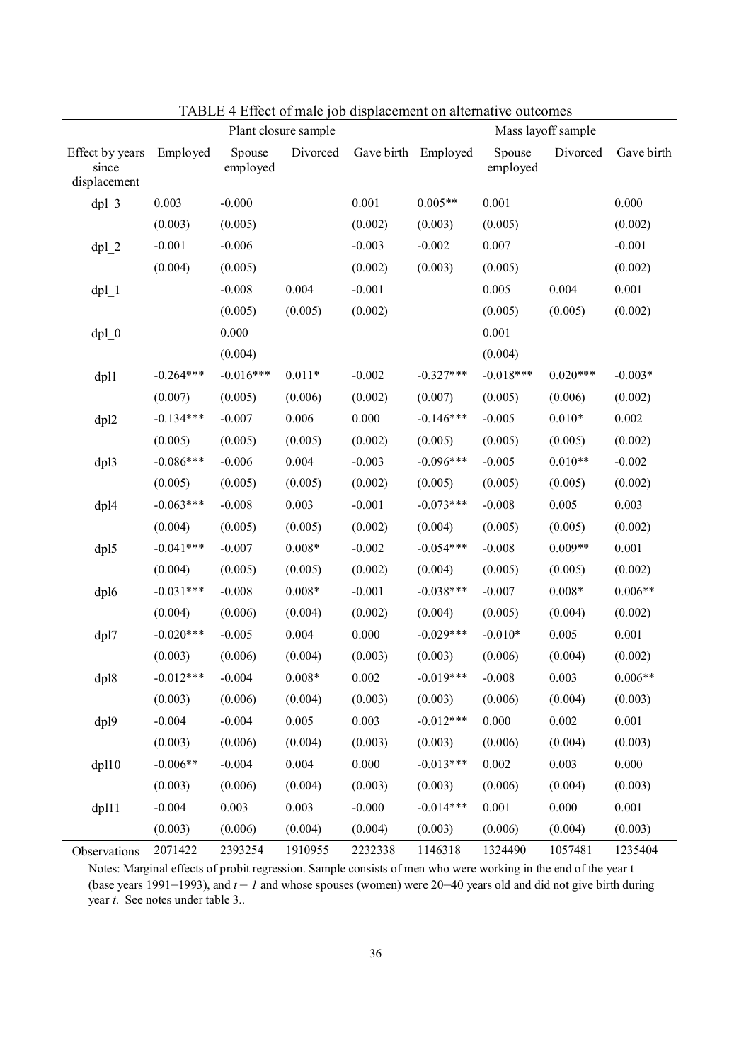TABLE 4 Effect of male job displacement on alternative outcomes

| Effect by years since displacement | Plant closure sample | | | | Mass layoff sample | | | |
|---|---|---|---|---|---|---|---|---|
| | Employed | Spouse employed | Divorced | Gave birth | Employed | Spouse employed | Divorced | Gave birth |
| dpl_3 | 0.003 | -0.000 | | 0.001 | 0.005** | 0.001 | | 0.000 |
| | (0.003) | (0.005) | | (0.002) | (0.003) | (0.005) | | (0.002) |
| dpl_2 | -0.001 | -0.006 | | -0.003 | -0.002 | 0.007 | | -0.001 |
| | (0.004) | (0.005) | | (0.002) | (0.003) | (0.005) | | (0.002) |
| dpl_1 | | -0.008 | 0.004 | -0.001 | | 0.005 | 0.004 | 0.001 |
| | | (0.005) | (0.005) | (0.002) | | (0.005) | (0.005) | (0.002) |
| dpl_0 | | 0.000 | | | | 0.001 | | |
| | | (0.004) | | | | (0.004) | | |
| dpl1 | -0.264*** | -0.016*** | 0.011* | -0.002 | -0.327*** | -0.018*** | 0.020*** | -0.003* |
| | (0.007) | (0.005) | (0.006) | (0.002) | (0.007) | (0.005) | (0.006) | (0.002) |
| dpl2 | -0.134*** | -0.007 | 0.006 | 0.000 | -0.146*** | -0.005 | 0.010* | 0.002 |
| | (0.005) | (0.005) | (0.005) | (0.002) | (0.005) | (0.005) | (0.005) | (0.002) |
| dpl3 | -0.086*** | -0.006 | 0.004 | -0.003 | -0.096*** | -0.005 | 0.010** | -0.002 |
| | (0.005) | (0.005) | (0.005) | (0.002) | (0.005) | (0.005) | (0.005) | (0.002) |
| dpl4 | -0.063*** | -0.008 | 0.003 | -0.001 | -0.073*** | -0.008 | 0.005 | 0.003 |
| | (0.004) | (0.005) | (0.005) | (0.002) | (0.004) | (0.005) | (0.005) | (0.002) |
| dpl5 | -0.041*** | -0.007 | 0.008* | -0.002 | -0.054*** | -0.008 | 0.009** | 0.001 |
| | (0.004) | (0.005) | (0.005) | (0.002) | (0.004) | (0.005) | (0.005) | (0.002) |
| dpl6 | -0.031*** | -0.008 | 0.008* | -0.001 | -0.038*** | -0.007 | 0.008* | 0.006** |
| | (0.004) | (0.006) | (0.004) | (0.002) | (0.004) | (0.005) | (0.004) | (0.002) |
| dpl7 | -0.020*** | -0.005 | 0.004 | 0.000 | -0.029*** | -0.010* | 0.005 | 0.001 |
| | (0.003) | (0.006) | (0.004) | (0.003) | (0.003) | (0.006) | (0.004) | (0.002) |
| dpl8 | -0.012*** | -0.004 | 0.008* | 0.002 | -0.019*** | -0.008 | 0.003 | 0.006** |
| | (0.003) | (0.006) | (0.004) | (0.003) | (0.003) | (0.006) | (0.004) | (0.003) |
| dpl9 | -0.004 | -0.004 | 0.005 | 0.003 | -0.012*** | 0.000 | 0.002 | 0.001 |
| | (0.003) | (0.006) | (0.004) | (0.003) | (0.003) | (0.006) | (0.004) | (0.003) |
| dpl10 | -0.006** | -0.004 | 0.004 | 0.000 | -0.013*** | 0.002 | 0.003 | 0.000 |
| | (0.003) | (0.006) | (0.004) | (0.003) | (0.003) | (0.006) | (0.004) | (0.003) |
| dpl11 | -0.004 | 0.003 | 0.003 | -0.000 | -0.014*** | 0.001 | 0.000 | 0.001 |
| | (0.003) | (0.006) | (0.004) | (0.004) | (0.003) | (0.006) | (0.004) | (0.003) |
| Observations | 2071422 | 2393254 | 1910955 | 2232338 | 1146318 | 1324490 | 1057481 | 1235404 |

Notes: Marginal effects of probit regression. Sample consists of men who were working in the end of the year t (base years 1991–1993), and $t-1$ and whose spouses (women) were 20–40 years old and did not give birth during year *t*. See notes under table 3..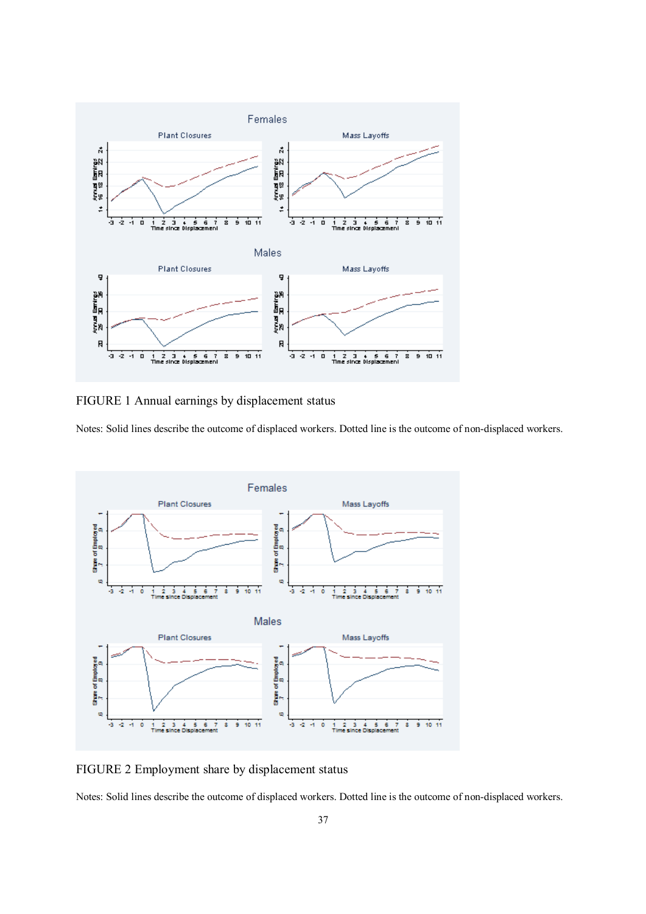FIGURE 1 Annual earnings by displacement status

Notes: Solid lines describe the outcome of displaced workers. Dotted line is the outcome of non-displaced workers.

FIGURE 2 Employment share by displacement status

Notes: Solid lines describe the outcome of displaced workers. Dotted line is the outcome of non-displaced workers.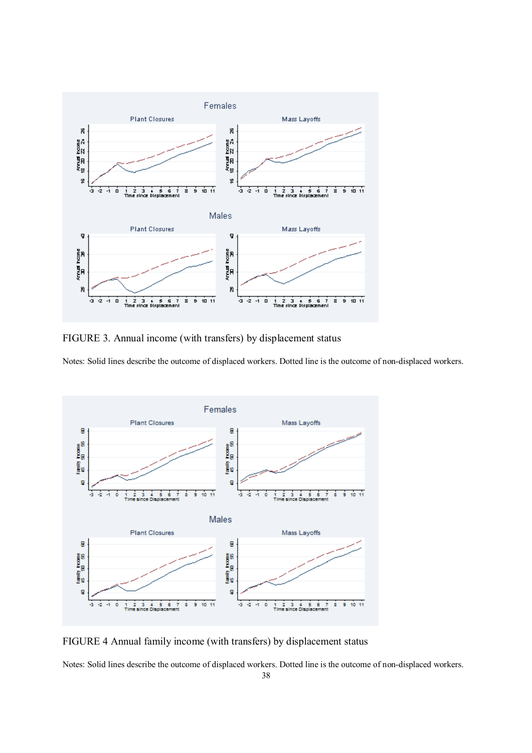FIGURE 3. Annual income (with transfers) by displacement status

Notes: Solid lines describe the outcome of displaced workers. Dotted line is the outcome of non-displaced workers.

FIGURE 4 Annual family income (with transfers) by displacement status

Notes: Solid lines describe the outcome of displaced workers. Dotted line is the outcome of non-displaced workers.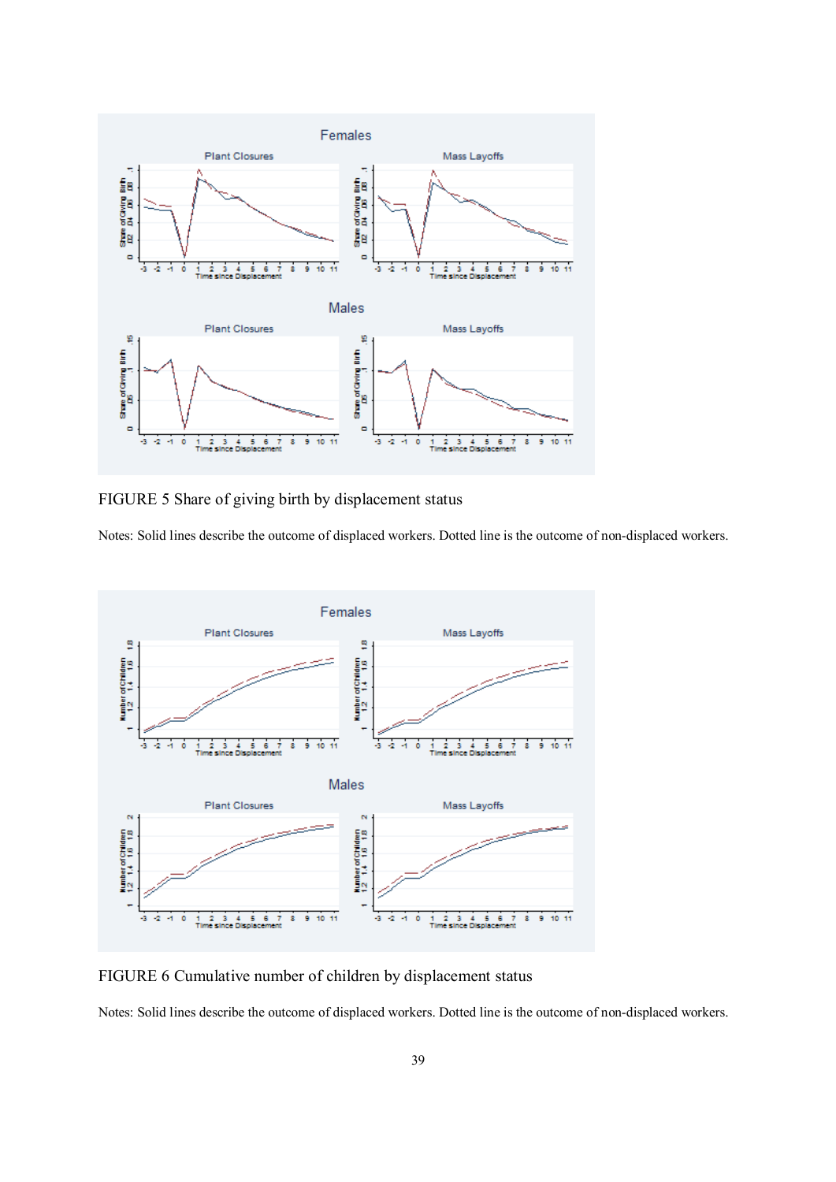FIGURE 5 Share of giving birth by displacement status

Notes: Solid lines describe the outcome of displaced workers. Dotted line is the outcome of non-displaced workers.

FIGURE 6 Cumulative number of children by displacement status

Notes: Solid lines describe the outcome of displaced workers. Dotted line is the outcome of non-displaced workers.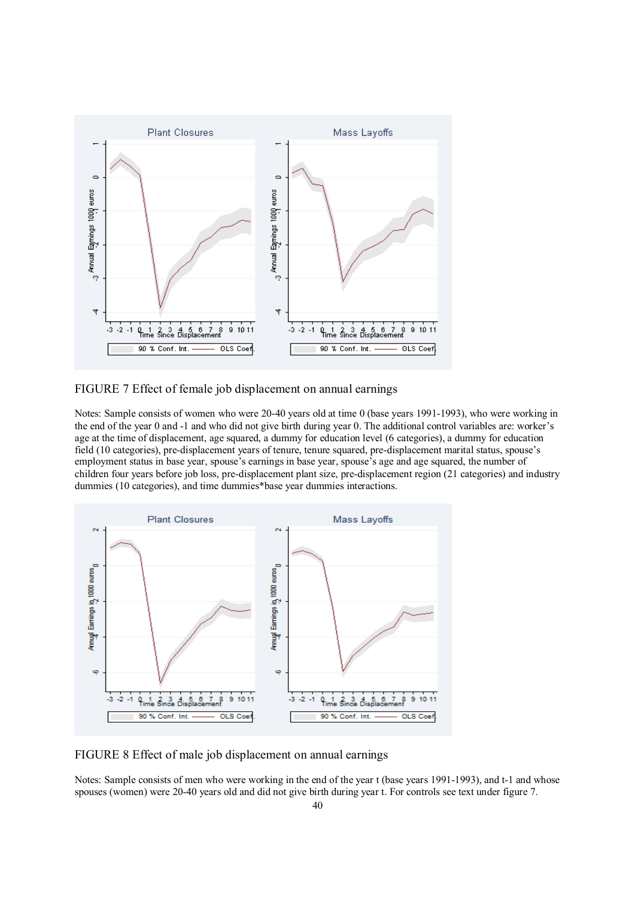FIGURE 7 Effect of female job displacement on annual earnings

Notes: Sample consists of women who were 20-40 years old at time 0 (base years 1991-1993), who were working in the end of the year 0 and -1 and who did not give birth during year 0. The additional control variables are: worker's age at the time of displacement, age squared, a dummy for education level (6 categories), a dummy for education field (10 categories), pre-displacement years of tenure, tenure squared, pre-displacement marital status, spouse's employment status in base year, spouse's earnings in base year, spouse's age and age squared, the number of children four years before job loss, pre-displacement plant size, pre-displacement region (21 categories) and industry dummies (10 categories), and time dummies*base year dummies interactions.

FIGURE 8 Effect of male job displacement on annual earnings

Notes: Sample consists of men who were working in the end of the year t (base years 1991-1993), and t-1 and whose spouses (women) were 20-40 years old and did not give birth during year t. For controls see text under figure 7.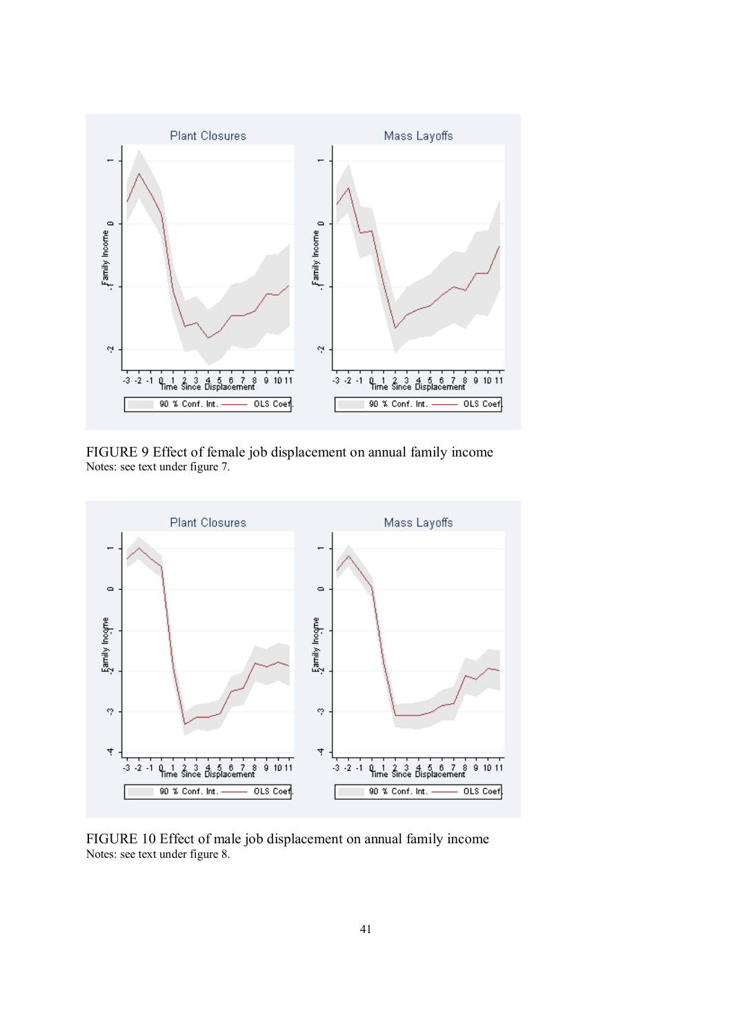FIGURE 9 Effect of female job displacement on annual family income
Notes: see text under figure 7.

FIGURE 10 Effect of male job displacement on annual family income
Notes: see text under figure 8.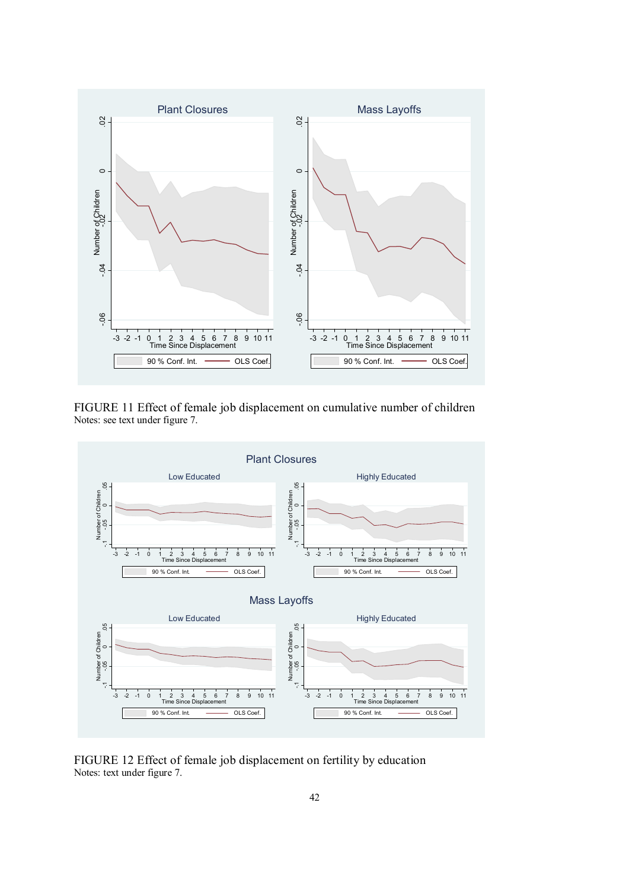FIGURE 11 Effect of female job displacement on cumulative number of children
Notes: see text under figure 7.

FIGURE 12 Effect of female job displacement on fertility by education
Notes: text under figure 7.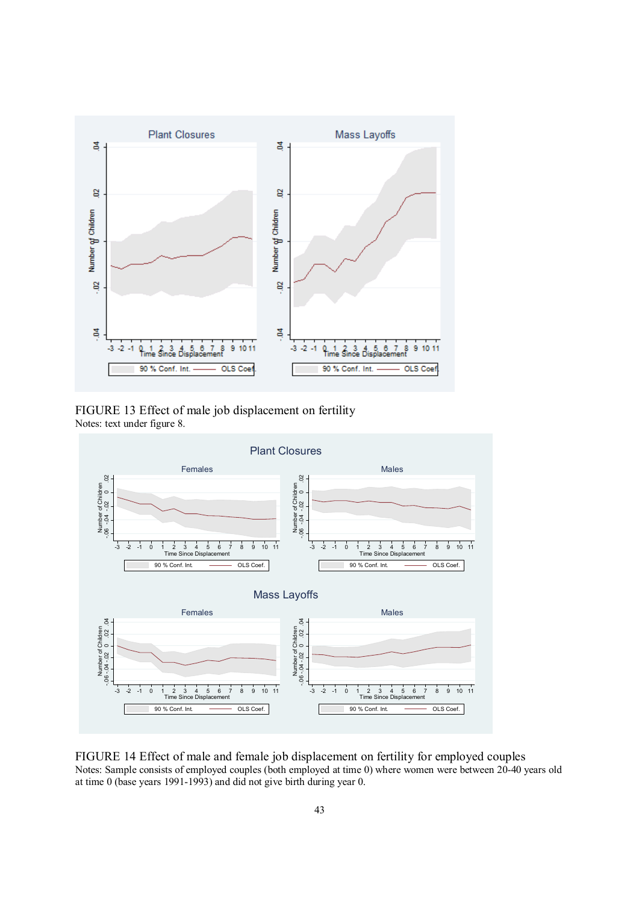Plant Closures

Mass Layoffs

Number of Children

.04
.02
0
-.02
-.04

-3 -2 -1 0 1 2 3 4 5 6 7 8 9 10 11

Time Since Displacement

90 % Conf. Int. OLS Coef.

FIGURE 13 Effect of male job displacement on fertility

Notes: text under figure 8.

Plant Closures

Females

Males

Number of Children

.02
0
-.02
-.04
-.06

-3 -2 -1 0 1 2 3 4 5 6 7 8 9 10 11

Time Since Displacement

90 % Conf. Int. OLS Coef.

Mass Layoffs

Females

Males

Number of Children

.04
.02
0
-.02
-.04
-.06

-3 -2 -1 0 1 2 3 4 5 6 7 8 9 10 11

Time Since Displacement

90 % Conf. Int. OLS Coef.

FIGURE 14 Effect of male and female job displacement on fertility for employed couples

Notes: Sample consists of employed couples (both employed at time 0) where women were between 20-40 years old at time 0 (base years 1991-1993) and did not give birth during year 0.